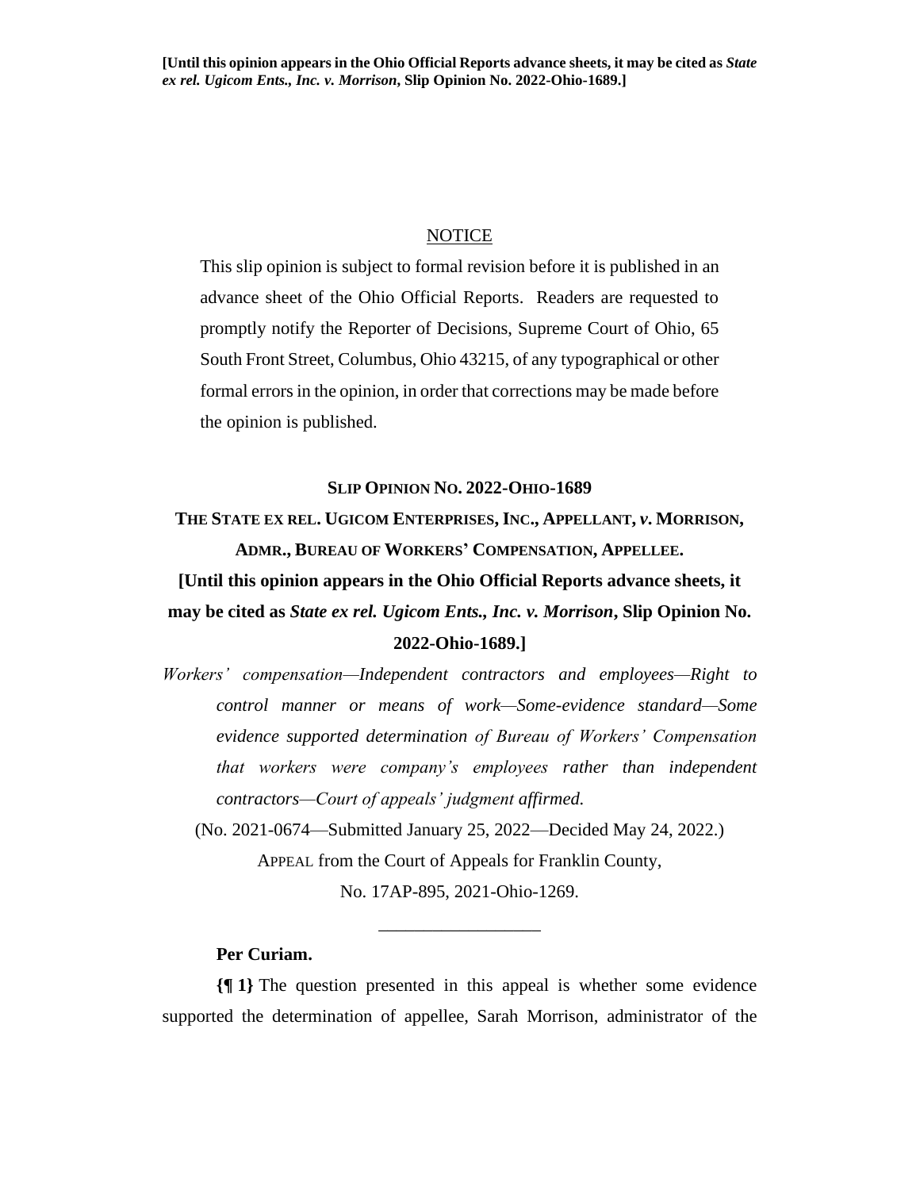**[Until this opinion appears in the Ohio Official Reports advance sheets, it may be cited as *State ex rel. Ugicom Ents., Inc. v. Morrison*, Slip Opinion No. 2022-Ohio-1689.]**

NOTICE

This slip opinion is subject to formal revision before it is published in an advance sheet of the Ohio Official Reports. Readers are requested to promptly notify the Reporter of Decisions, Supreme Court of Ohio, 65 South Front Street, Columbus, Ohio 43215, of any typographical or other formal errors in the opinion, in order that corrections may be made before the opinion is published.

**SLIP OPINION NO. 2022-OHIO-1689**

**THE STATE EX REL. UGICOM ENTERPRISES, INC., APPELLANT, *v.* MORRISON, ADMR., BUREAU OF WORKERS' COMPENSATION, APPELLEE.**

**[Until this opinion appears in the Ohio Official Reports advance sheets, it may be cited as *State ex rel. Ugicom Ents., Inc. v. Morrison*, Slip Opinion No. 2022-Ohio-1689.]**

*Workers' compensation—Independent contractors and employees—Right to control manner or means of work—Some-evidence standard—Some evidence supported determination of Bureau of Workers' Compensation that workers were company's employees rather than independent contractors—Court of appeals' judgment affirmed.*

(No. 2021-0674—Submitted January 25, 2022—Decided May 24, 2022.)

APPEAL from the Court of Appeals for Franklin County,

No. 17AP-895, 2021-Ohio-1269.

---

**Per Curiam.**

**{¶ 1}** The question presented in this appeal is whether some evidence supported the determination of appellee, Sarah Morrison, administrator of the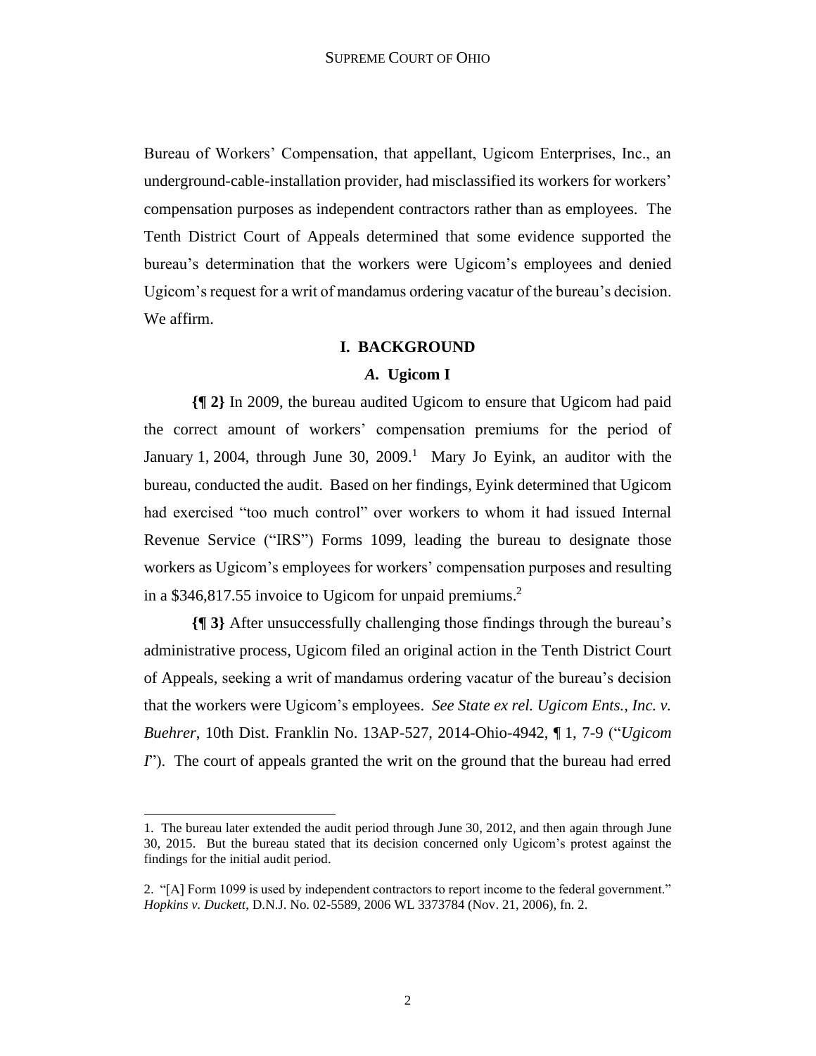Bureau of Workers' Compensation, that appellant, Ugicom Enterprises, Inc., an underground-cable-installation provider, had misclassified its workers for workers' compensation purposes as independent contractors rather than as employees. The Tenth District Court of Appeals determined that some evidence supported the bureau's determination that the workers were Ugicom's employees and denied Ugicom's request for a writ of mandamus ordering vacatur of the bureau's decision. We affirm.

## I. BACKGROUND

### *A.* Ugicom I

**{¶ 2}** In 2009, the bureau audited Ugicom to ensure that Ugicom had paid the correct amount of workers' compensation premiums for the period of January 1, 2004, through June 30, 2009.[1] Mary Jo Eyink, an auditor with the bureau, conducted the audit. Based on her findings, Eyink determined that Ugicom had exercised "too much control" over workers to whom it had issued Internal Revenue Service ("IRS") Forms 1099, leading the bureau to designate those workers as Ugicom's employees for workers' compensation purposes and resulting in a $346,817.55 invoice to Ugicom for unpaid premiums.[2]

**{¶ 3}** After unsuccessfully challenging those findings through the bureau's administrative process, Ugicom filed an original action in the Tenth District Court of Appeals, seeking a writ of mandamus ordering vacatur of the bureau's decision that the workers were Ugicom's employees. *See State ex rel. Ugicom Ents., Inc. v. Buehrer*, 10th Dist. Franklin No. 13AP-527, 2014-Ohio-4942, ¶ 1, 7-9 ("*Ugicom I*"). The court of appeals granted the writ on the ground that the bureau had erred

---

1. The bureau later extended the audit period through June 30, 2012, and then again through June 30, 2015. But the bureau stated that its decision concerned only Ugicom's protest against the findings for the initial audit period.

2. "[A] Form 1099 is used by independent contractors to report income to the federal government." *Hopkins v. Duckett*, D.N.J. No. 02-5589, 2006 WL 3373784 (Nov. 21, 2006), fn. 2.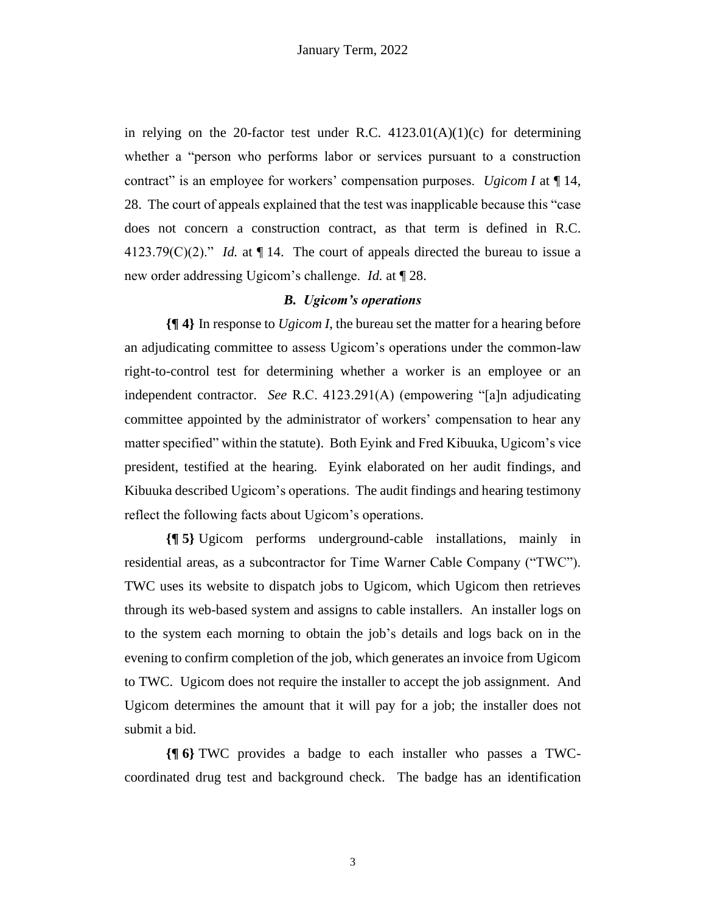in relying on the 20-factor test under R.C. 4123.01(A)(1)(c) for determining whether a "person who performs labor or services pursuant to a construction contract" is an employee for workers' compensation purposes. *Ugicom I* at ¶ 14, 28. The court of appeals explained that the test was inapplicable because this "case does not concern a construction contract, as that term is defined in R.C. 4123.79(C)(2)." *Id.* at ¶ 14. The court of appeals directed the bureau to issue a new order addressing Ugicom's challenge. *Id.* at ¶ 28.

### *B. Ugicom's operations*

**{¶ 4}** In response to *Ugicom I*, the bureau set the matter for a hearing before an adjudicating committee to assess Ugicom's operations under the common-law right-to-control test for determining whether a worker is an employee or an independent contractor. *See* R.C. 4123.291(A) (empowering "[a]n adjudicating committee appointed by the administrator of workers' compensation to hear any matter specified" within the statute). Both Eyink and Fred Kibuuka, Ugicom's vice president, testified at the hearing. Eyink elaborated on her audit findings, and Kibuuka described Ugicom's operations. The audit findings and hearing testimony reflect the following facts about Ugicom's operations.

**{¶ 5}** Ugicom performs underground-cable installations, mainly in residential areas, as a subcontractor for Time Warner Cable Company ("TWC"). TWC uses its website to dispatch jobs to Ugicom, which Ugicom then retrieves through its web-based system and assigns to cable installers. An installer logs on to the system each morning to obtain the job's details and logs back on in the evening to confirm completion of the job, which generates an invoice from Ugicom to TWC. Ugicom does not require the installer to accept the job assignment. And Ugicom determines the amount that it will pay for a job; the installer does not submit a bid.

**{¶ 6}** TWC provides a badge to each installer who passes a TWC-coordinated drug test and background check. The badge has an identification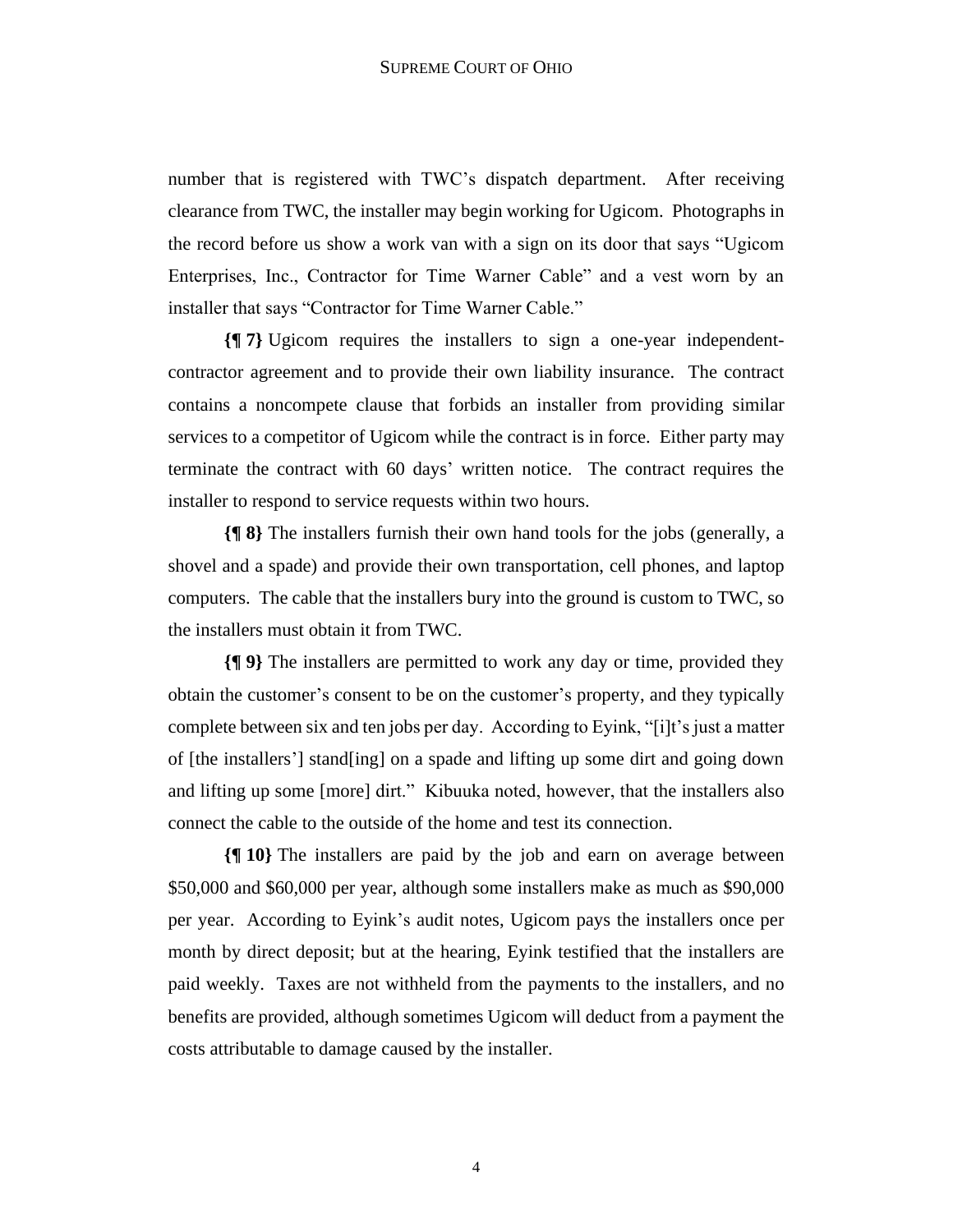number that is registered with TWC's dispatch department. After receiving clearance from TWC, the installer may begin working for Ugicom. Photographs in the record before us show a work van with a sign on its door that says "Ugicom Enterprises, Inc., Contractor for Time Warner Cable" and a vest worn by an installer that says "Contractor for Time Warner Cable."

**{¶ 7}** Ugicom requires the installers to sign a one-year independent-contractor agreement and to provide their own liability insurance. The contract contains a noncompete clause that forbids an installer from providing similar services to a competitor of Ugicom while the contract is in force. Either party may terminate the contract with 60 days' written notice. The contract requires the installer to respond to service requests within two hours.

**{¶ 8}** The installers furnish their own hand tools for the jobs (generally, a shovel and a spade) and provide their own transportation, cell phones, and laptop computers. The cable that the installers bury into the ground is custom to TWC, so the installers must obtain it from TWC.

**{¶ 9}** The installers are permitted to work any day or time, provided they obtain the customer's consent to be on the customer's property, and they typically complete between six and ten jobs per day. According to Eyink, "[i]t's just a matter of [the installers'] stand[ing] on a spade and lifting up some dirt and going down and lifting up some [more] dirt." Kibuuka noted, however, that the installers also connect the cable to the outside of the home and test its connection.

**{¶ 10}** The installers are paid by the job and earn on average between $50,000 and $60,000 per year, although some installers make as much as $90,000 per year. According to Eyink's audit notes, Ugicom pays the installers once per month by direct deposit; but at the hearing, Eyink testified that the installers are paid weekly. Taxes are not withheld from the payments to the installers, and no benefits are provided, although sometimes Ugicom will deduct from a payment the costs attributable to damage caused by the installer.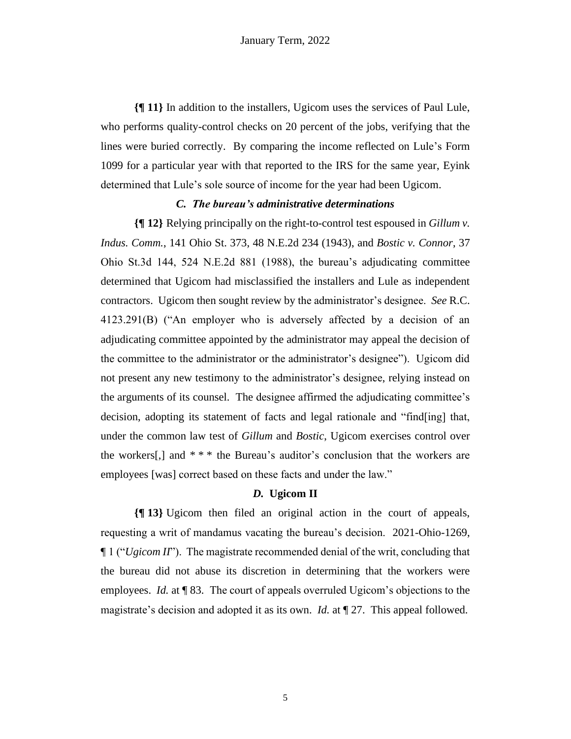**{¶ 11}** In addition to the installers, Ugicom uses the services of Paul Lule, who performs quality-control checks on 20 percent of the jobs, verifying that the lines were buried correctly. By comparing the income reflected on Lule's Form 1099 for a particular year with that reported to the IRS for the same year, Eyink determined that Lule's sole source of income for the year had been Ugicom.

### *C. The bureau's administrative determinations*

**{¶ 12}** Relying principally on the right-to-control test espoused in *Gillum v. Indus. Comm.*, 141 Ohio St. 373, 48 N.E.2d 234 (1943), and *Bostic v. Connor*, 37 Ohio St.3d 144, 524 N.E.2d 881 (1988), the bureau's adjudicating committee determined that Ugicom had misclassified the installers and Lule as independent contractors. Ugicom then sought review by the administrator's designee. *See* R.C. 4123.291(B) ("An employer who is adversely affected by a decision of an adjudicating committee appointed by the administrator may appeal the decision of the committee to the administrator or the administrator's designee"). Ugicom did not present any new testimony to the administrator's designee, relying instead on the arguments of its counsel. The designee affirmed the adjudicating committee's decision, adopting its statement of facts and legal rationale and "find[ing] that, under the common law test of *Gillum* and *Bostic*, Ugicom exercises control over the workers[,] and * * * the Bureau's auditor's conclusion that the workers are employees [was] correct based on these facts and under the law."

### *D.* **Ugicom II**

**{¶ 13}** Ugicom then filed an original action in the court of appeals, requesting a writ of mandamus vacating the bureau's decision. 2021-Ohio-1269, ¶ 1 ("*Ugicom II*"). The magistrate recommended denial of the writ, concluding that the bureau did not abuse its discretion in determining that the workers were employees. *Id.* at ¶ 83. The court of appeals overruled Ugicom's objections to the magistrate's decision and adopted it as its own. *Id.* at ¶ 27. This appeal followed.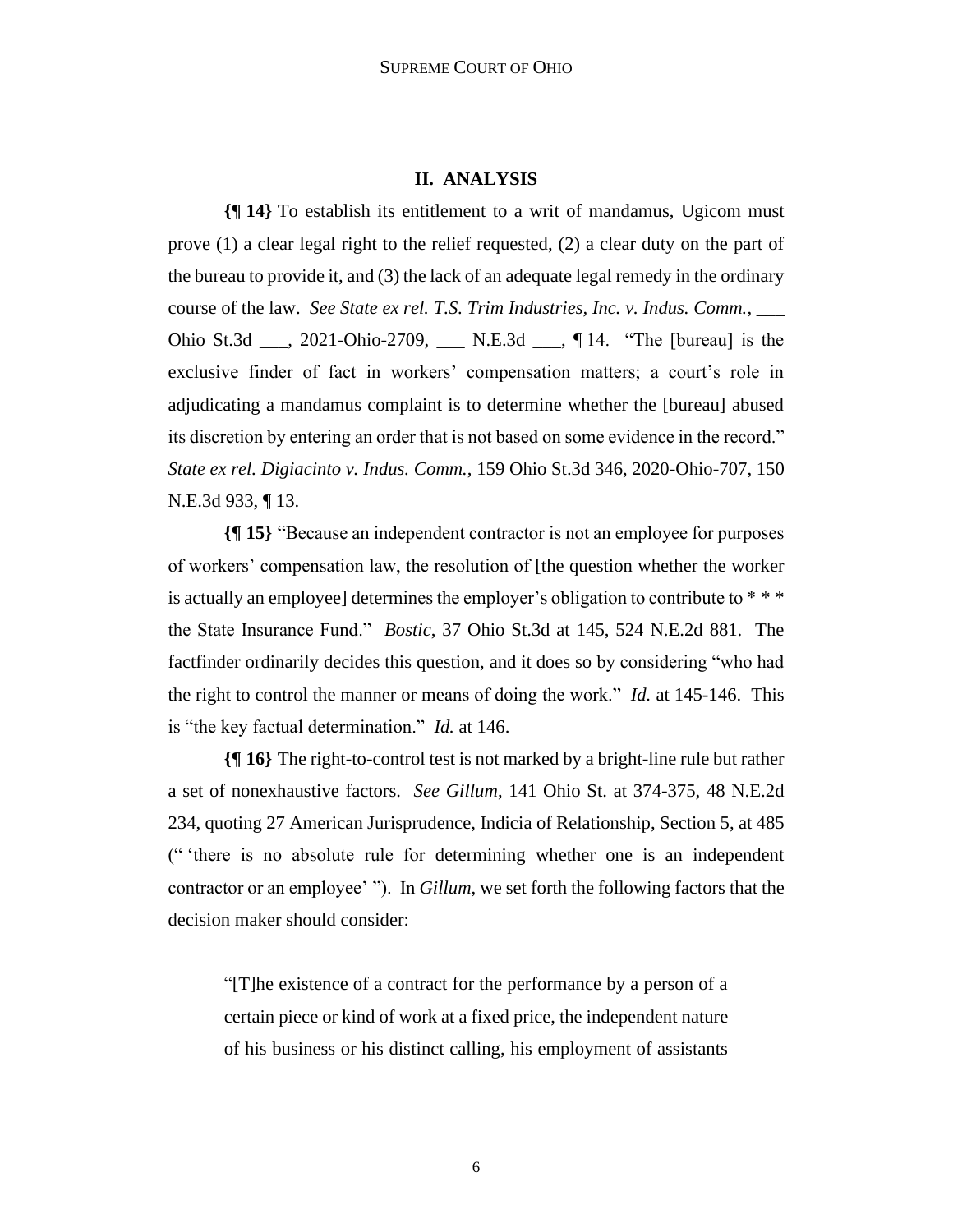## II. ANALYSIS

**{¶ 14}** To establish its entitlement to a writ of mandamus, Ugicom must prove (1) a clear legal right to the relief requested, (2) a clear duty on the part of the bureau to provide it, and (3) the lack of an adequate legal remedy in the ordinary course of the law. *See State ex rel. T.S. Trim Industries, Inc. v. Indus. Comm.*, ___ Ohio St.3d ___, 2021-Ohio-2709, ___ N.E.3d ___, ¶ 14. "The [bureau] is the exclusive finder of fact in workers' compensation matters; a court's role in adjudicating a mandamus complaint is to determine whether the [bureau] abused its discretion by entering an order that is not based on some evidence in the record." *State ex rel. Digiacinto v. Indus. Comm.*, 159 Ohio St.3d 346, 2020-Ohio-707, 150 N.E.3d 933, ¶ 13.

**{¶ 15}** "Because an independent contractor is not an employee for purposes of workers' compensation law, the resolution of [the question whether the worker is actually an employee] determines the employer's obligation to contribute to * * * the State Insurance Fund." *Bostic*, 37 Ohio St.3d at 145, 524 N.E.2d 881. The factfinder ordinarily decides this question, and it does so by considering "who had the right to control the manner or means of doing the work." *Id.* at 145-146. This is "the key factual determination." *Id.* at 146.

**{¶ 16}** The right-to-control test is not marked by a bright-line rule but rather a set of nonexhaustive factors. *See Gillum*, 141 Ohio St. at 374-375, 48 N.E.2d 234, quoting 27 American Jurisprudence, Indicia of Relationship, Section 5, at 485 (" 'there is no absolute rule for determining whether one is an independent contractor or an employee' "). In *Gillum*, we set forth the following factors that the decision maker should consider:

> "[T]he existence of a contract for the performance by a person of a certain piece or kind of work at a fixed price, the independent nature of his business or his distinct calling, his employment of assistants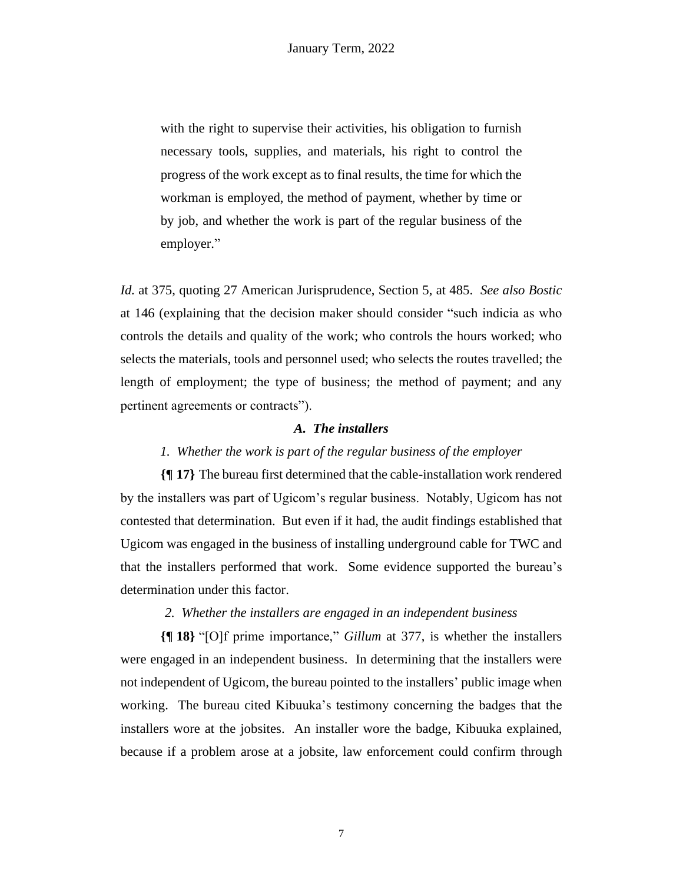> with the right to supervise their activities, his obligation to furnish necessary tools, supplies, and materials, his right to control the progress of the work except as to final results, the time for which the workman is employed, the method of payment, whether by time or by job, and whether the work is part of the regular business of the employer."

*Id.* at 375, quoting 27 American Jurisprudence, Section 5, at 485. *See also Bostic* at 146 (explaining that the decision maker should consider "such indicia as who controls the details and quality of the work; who controls the hours worked; who selects the materials, tools and personnel used; who selects the routes travelled; the length of employment; the type of business; the method of payment; and any pertinent agreements or contracts").

### *A. The installers*

#### *1. Whether the work is part of the regular business of the employer*

**{¶ 17}** The bureau first determined that the cable-installation work rendered by the installers was part of Ugicom's regular business. Notably, Ugicom has not contested that determination. But even if it had, the audit findings established that Ugicom was engaged in the business of installing underground cable for TWC and that the installers performed that work. Some evidence supported the bureau's determination under this factor.

#### *2. Whether the installers are engaged in an independent business*

**{¶ 18}** "[O]f prime importance," *Gillum* at 377, is whether the installers were engaged in an independent business. In determining that the installers were not independent of Ugicom, the bureau pointed to the installers' public image when working. The bureau cited Kibuuka's testimony concerning the badges that the installers wore at the jobsites. An installer wore the badge, Kibuuka explained, because if a problem arose at a jobsite, law enforcement could confirm through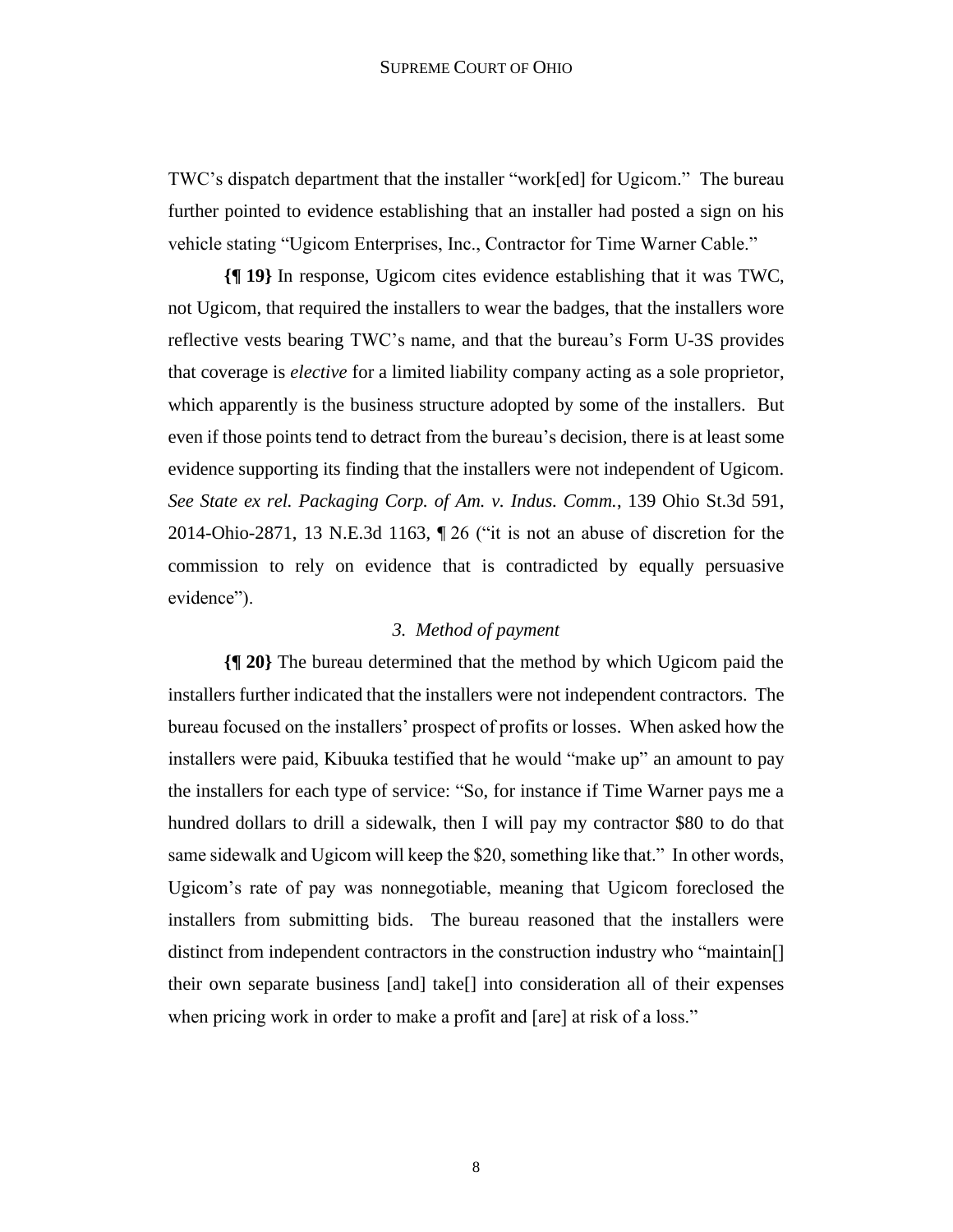TWC's dispatch department that the installer "work[ed] for Ugicom." The bureau further pointed to evidence establishing that an installer had posted a sign on his vehicle stating "Ugicom Enterprises, Inc., Contractor for Time Warner Cable."

**{¶ 19}** In response, Ugicom cites evidence establishing that it was TWC, not Ugicom, that required the installers to wear the badges, that the installers wore reflective vests bearing TWC's name, and that the bureau's Form U-3S provides that coverage is *elective* for a limited liability company acting as a sole proprietor, which apparently is the business structure adopted by some of the installers. But even if those points tend to detract from the bureau's decision, there is at least some evidence supporting its finding that the installers were not independent of Ugicom. *See State ex rel. Packaging Corp. of Am. v. Indus. Comm.*, 139 Ohio St.3d 591, 2014-Ohio-2871, 13 N.E.3d 1163, ¶ 26 ("it is not an abuse of discretion for the commission to rely on evidence that is contradicted by equally persuasive evidence").

### *3. Method of payment*

**{¶ 20}** The bureau determined that the method by which Ugicom paid the installers further indicated that the installers were not independent contractors. The bureau focused on the installers' prospect of profits or losses. When asked how the installers were paid, Kibuuka testified that he would "make up" an amount to pay the installers for each type of service: "So, for instance if Time Warner pays me a hundred dollars to drill a sidewalk, then I will pay my contractor $80 to do that same sidewalk and Ugicom will keep the $20, something like that." In other words, Ugicom's rate of pay was nonnegotiable, meaning that Ugicom foreclosed the installers from submitting bids. The bureau reasoned that the installers were distinct from independent contractors in the construction industry who "maintain[] their own separate business [and] take[] into consideration all of their expenses when pricing work in order to make a profit and [are] at risk of a loss."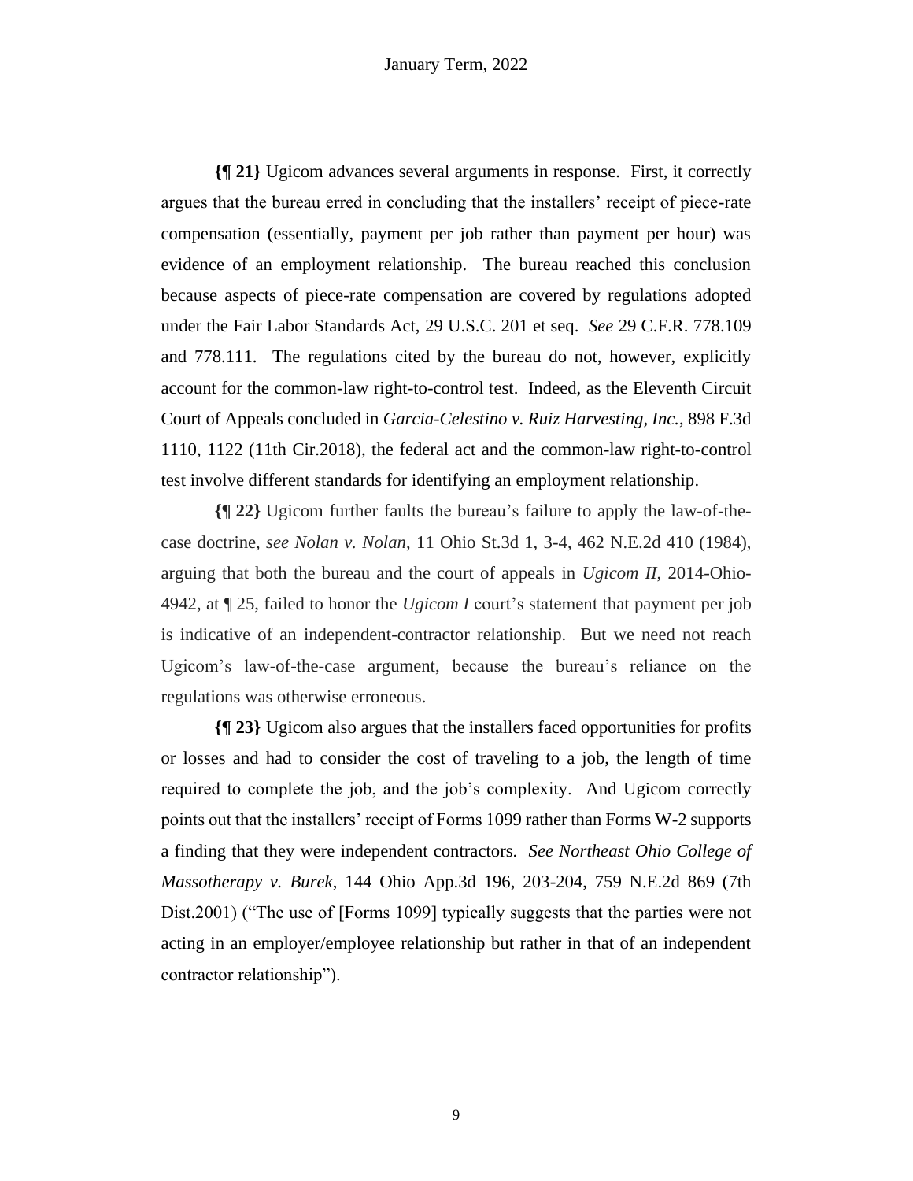**{¶ 21}** Ugicom advances several arguments in response. First, it correctly argues that the bureau erred in concluding that the installers' receipt of piece-rate compensation (essentially, payment per job rather than payment per hour) was evidence of an employment relationship. The bureau reached this conclusion because aspects of piece-rate compensation are covered by regulations adopted under the Fair Labor Standards Act, 29 U.S.C. 201 et seq. *See* 29 C.F.R. 778.109 and 778.111. The regulations cited by the bureau do not, however, explicitly account for the common-law right-to-control test. Indeed, as the Eleventh Circuit Court of Appeals concluded in *Garcia-Celestino v. Ruiz Harvesting, Inc.*, 898 F.3d 1110, 1122 (11th Cir.2018), the federal act and the common-law right-to-control test involve different standards for identifying an employment relationship.

**{¶ 22}** Ugicom further faults the bureau's failure to apply the law-of-the-case doctrine, *see Nolan v. Nolan*, 11 Ohio St.3d 1, 3-4, 462 N.E.2d 410 (1984), arguing that both the bureau and the court of appeals in *Ugicom II*, 2014-Ohio-4942, at ¶ 25, failed to honor the *Ugicom I* court's statement that payment per job is indicative of an independent-contractor relationship. But we need not reach Ugicom's law-of-the-case argument, because the bureau's reliance on the regulations was otherwise erroneous.

**{¶ 23}** Ugicom also argues that the installers faced opportunities for profits or losses and had to consider the cost of traveling to a job, the length of time required to complete the job, and the job's complexity. And Ugicom correctly points out that the installers' receipt of Forms 1099 rather than Forms W-2 supports a finding that they were independent contractors. *See Northeast Ohio College of Massotherapy v. Burek*, 144 Ohio App.3d 196, 203-204, 759 N.E.2d 869 (7th Dist.2001) ("The use of [Forms 1099] typically suggests that the parties were not acting in an employer/employee relationship but rather in that of an independent contractor relationship").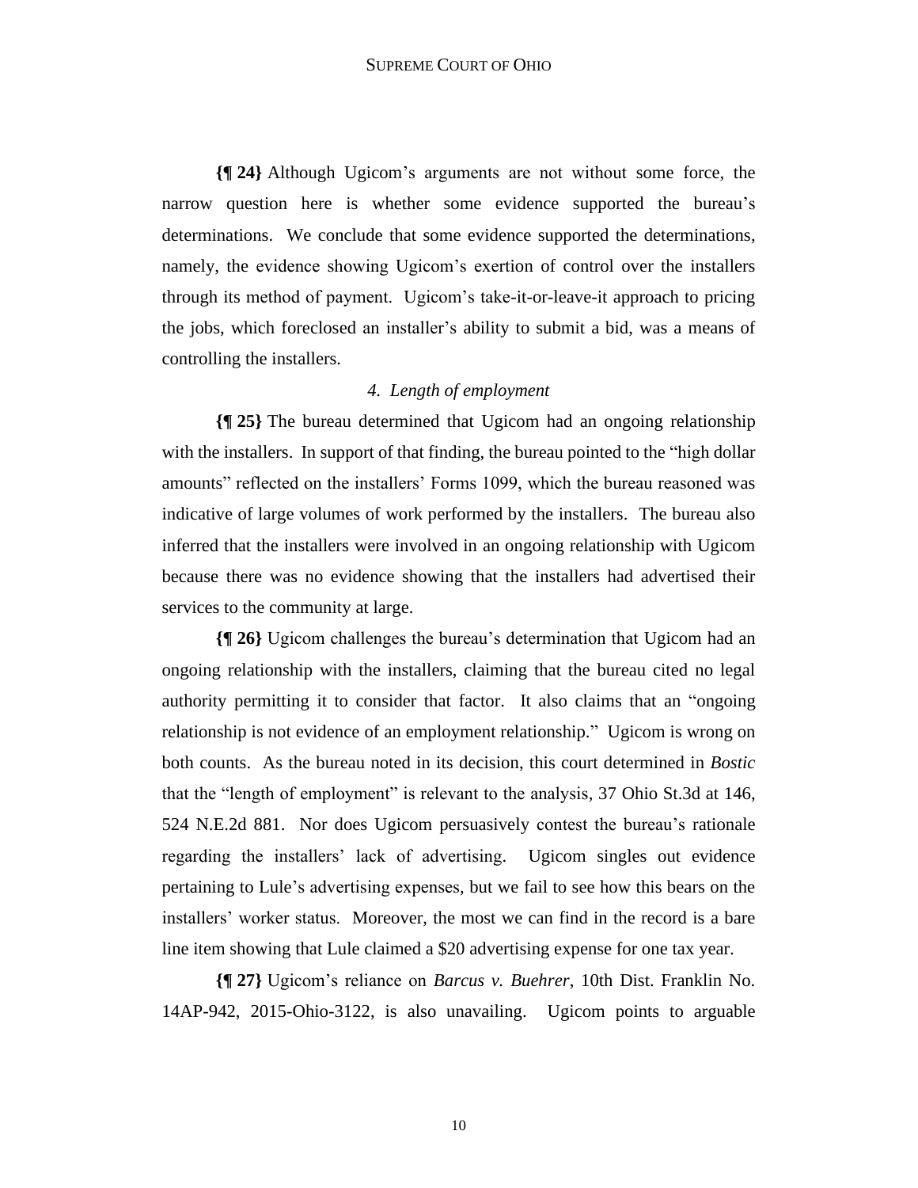**{¶ 24}** Although Ugicom's arguments are not without some force, the narrow question here is whether some evidence supported the bureau's determinations. We conclude that some evidence supported the determinations, namely, the evidence showing Ugicom's exertion of control over the installers through its method of payment. Ugicom's take-it-or-leave-it approach to pricing the jobs, which foreclosed an installer's ability to submit a bid, was a means of controlling the installers.

*4. Length of employment*

**{¶ 25}** The bureau determined that Ugicom had an ongoing relationship with the installers. In support of that finding, the bureau pointed to the "high dollar amounts" reflected on the installers' Forms 1099, which the bureau reasoned was indicative of large volumes of work performed by the installers. The bureau also inferred that the installers were involved in an ongoing relationship with Ugicom because there was no evidence showing that the installers had advertised their services to the community at large.

**{¶ 26}** Ugicom challenges the bureau's determination that Ugicom had an ongoing relationship with the installers, claiming that the bureau cited no legal authority permitting it to consider that factor. It also claims that an "ongoing relationship is not evidence of an employment relationship." Ugicom is wrong on both counts. As the bureau noted in its decision, this court determined in *Bostic* that the "length of employment" is relevant to the analysis, 37 Ohio St.3d at 146, 524 N.E.2d 881. Nor does Ugicom persuasively contest the bureau's rationale regarding the installers' lack of advertising. Ugicom singles out evidence pertaining to Lule's advertising expenses, but we fail to see how this bears on the installers' worker status. Moreover, the most we can find in the record is a bare line item showing that Lule claimed a $20 advertising expense for one tax year.

**{¶ 27}** Ugicom's reliance on *Barcus v. Buehrer*, 10th Dist. Franklin No. 14AP-942, 2015-Ohio-3122, is also unavailing. Ugicom points to arguable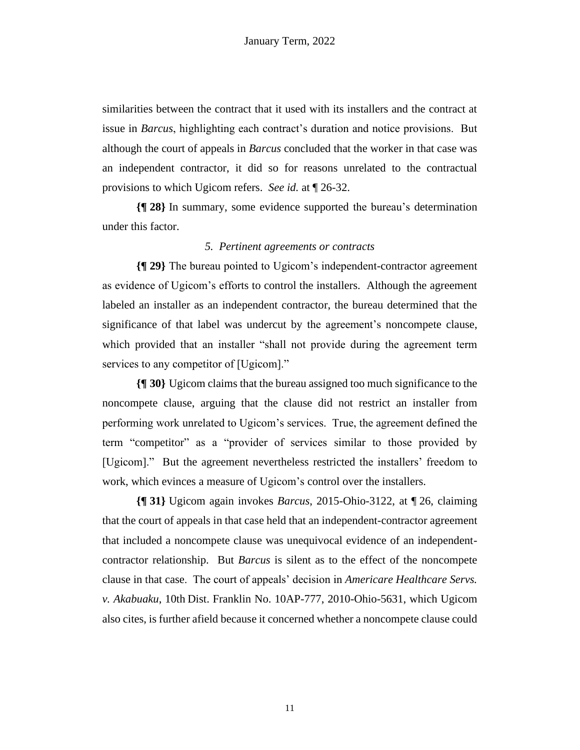similarities between the contract that it used with its installers and the contract at issue in *Barcus*, highlighting each contract's duration and notice provisions. But although the court of appeals in *Barcus* concluded that the worker in that case was an independent contractor, it did so for reasons unrelated to the contractual provisions to which Ugicom refers. *See id.* at ¶ 26-32.

**{¶ 28}** In summary, some evidence supported the bureau's determination under this factor.

### *5. Pertinent agreements or contracts*

**{¶ 29}** The bureau pointed to Ugicom's independent-contractor agreement as evidence of Ugicom's efforts to control the installers. Although the agreement labeled an installer as an independent contractor, the bureau determined that the significance of that label was undercut by the agreement's noncompete clause, which provided that an installer "shall not provide during the agreement term services to any competitor of [Ugicom]."

**{¶ 30}** Ugicom claims that the bureau assigned too much significance to the noncompete clause, arguing that the clause did not restrict an installer from performing work unrelated to Ugicom's services. True, the agreement defined the term "competitor" as a "provider of services similar to those provided by [Ugicom]." But the agreement nevertheless restricted the installers' freedom to work, which evinces a measure of Ugicom's control over the installers.

**{¶ 31}** Ugicom again invokes *Barcus*, 2015-Ohio-3122, at ¶ 26, claiming that the court of appeals in that case held that an independent-contractor agreement that included a noncompete clause was unequivocal evidence of an independent-contractor relationship. But *Barcus* is silent as to the effect of the noncompete clause in that case. The court of appeals' decision in *Americare Healthcare Servs. v. Akabuaku*, 10th Dist. Franklin No. 10AP-777, 2010-Ohio-5631, which Ugicom also cites, is further afield because it concerned whether a noncompete clause could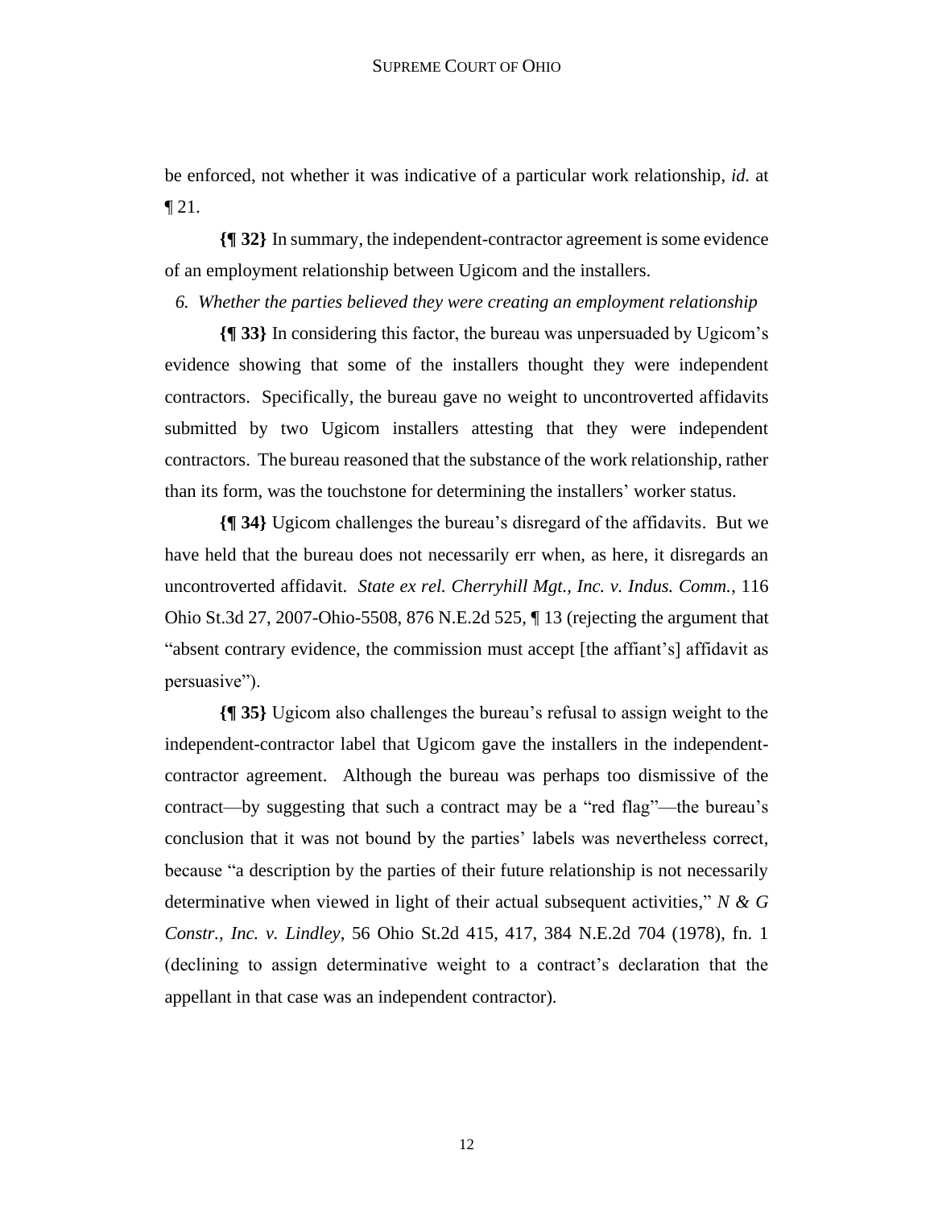be enforced, not whether it was indicative of a particular work relationship, *id.* at ¶ 21.

**{¶ 32}** In summary, the independent-contractor agreement is some evidence of an employment relationship between Ugicom and the installers.

*6. Whether the parties believed they were creating an employment relationship*

**{¶ 33}** In considering this factor, the bureau was unpersuaded by Ugicom's evidence showing that some of the installers thought they were independent contractors. Specifically, the bureau gave no weight to uncontroverted affidavits submitted by two Ugicom installers attesting that they were independent contractors. The bureau reasoned that the substance of the work relationship, rather than its form, was the touchstone for determining the installers' worker status.

**{¶ 34}** Ugicom challenges the bureau's disregard of the affidavits. But we have held that the bureau does not necessarily err when, as here, it disregards an uncontroverted affidavit. *State ex rel. Cherryhill Mgt., Inc. v. Indus. Comm.*, 116 Ohio St.3d 27, 2007-Ohio-5508, 876 N.E.2d 525, ¶ 13 (rejecting the argument that "absent contrary evidence, the commission must accept [the affiant's] affidavit as persuasive").

**{¶ 35}** Ugicom also challenges the bureau's refusal to assign weight to the independent-contractor label that Ugicom gave the installers in the independent-contractor agreement. Although the bureau was perhaps too dismissive of the contract—by suggesting that such a contract may be a "red flag"—the bureau's conclusion that it was not bound by the parties' labels was nevertheless correct, because "a description by the parties of their future relationship is not necessarily determinative when viewed in light of their actual subsequent activities," *N & G Constr., Inc. v. Lindley*, 56 Ohio St.2d 415, 417, 384 N.E.2d 704 (1978), fn. 1 (declining to assign determinative weight to a contract's declaration that the appellant in that case was an independent contractor).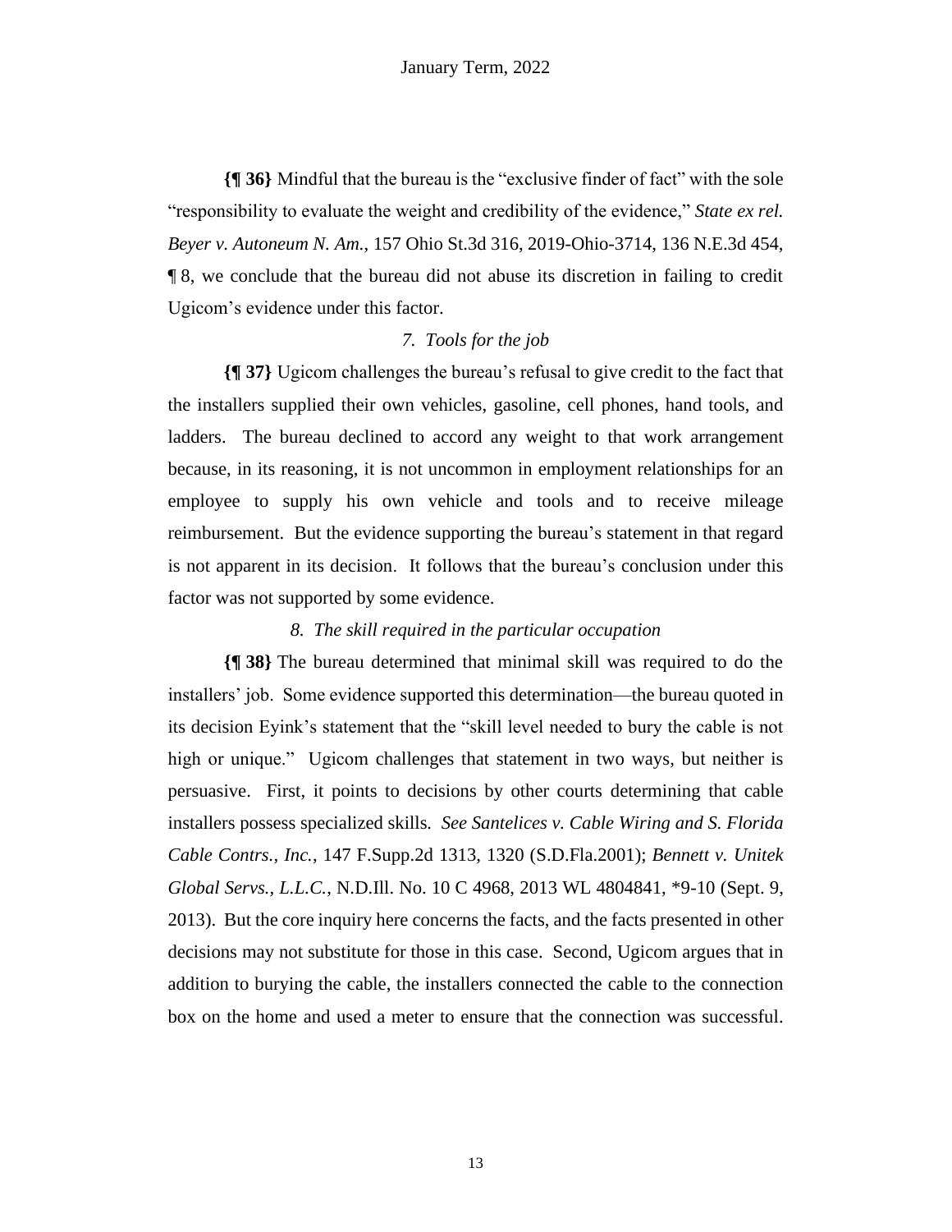**{¶ 36}** Mindful that the bureau is the "exclusive finder of fact" with the sole "responsibility to evaluate the weight and credibility of the evidence," *State ex rel. Beyer v. Autoneum N. Am.*, 157 Ohio St.3d 316, 2019-Ohio-3714, 136 N.E.3d 454, ¶ 8, we conclude that the bureau did not abuse its discretion in failing to credit Ugicom's evidence under this factor.

*7. Tools for the job*

**{¶ 37}** Ugicom challenges the bureau's refusal to give credit to the fact that the installers supplied their own vehicles, gasoline, cell phones, hand tools, and ladders. The bureau declined to accord any weight to that work arrangement because, in its reasoning, it is not uncommon in employment relationships for an employee to supply his own vehicle and tools and to receive mileage reimbursement. But the evidence supporting the bureau's statement in that regard is not apparent in its decision. It follows that the bureau's conclusion under this factor was not supported by some evidence.

*8. The skill required in the particular occupation*

**{¶ 38}** The bureau determined that minimal skill was required to do the installers' job. Some evidence supported this determination—the bureau quoted in its decision Eyink's statement that the "skill level needed to bury the cable is not high or unique." Ugicom challenges that statement in two ways, but neither is persuasive. First, it points to decisions by other courts determining that cable installers possess specialized skills. *See Santelices v. Cable Wiring and S. Florida Cable Contrs., Inc.*, 147 F.Supp.2d 1313, 1320 (S.D.Fla.2001); *Bennett v. Unitek Global Servs., L.L.C.*, N.D.Ill. No. 10 C 4968, 2013 WL 4804841, \*9-10 (Sept. 9, 2013). But the core inquiry here concerns the facts, and the facts presented in other decisions may not substitute for those in this case. Second, Ugicom argues that in addition to burying the cable, the installers connected the cable to the connection box on the home and used a meter to ensure that the connection was successful.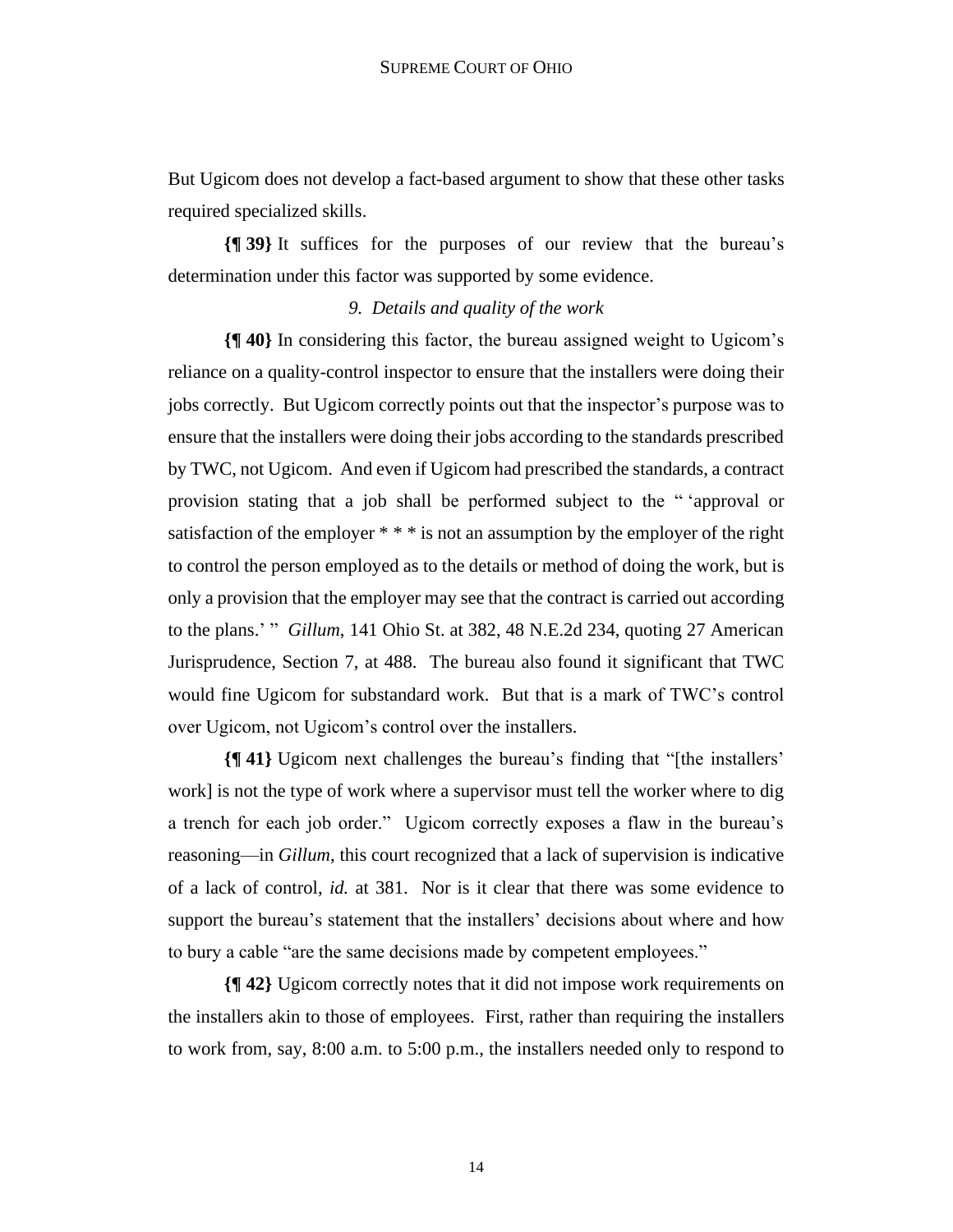But Ugicom does not develop a fact-based argument to show that these other tasks required specialized skills.

**{¶ 39}** It suffices for the purposes of our review that the bureau's determination under this factor was supported by some evidence.

*9. Details and quality of the work*

**{¶ 40}** In considering this factor, the bureau assigned weight to Ugicom's reliance on a quality-control inspector to ensure that the installers were doing their jobs correctly. But Ugicom correctly points out that the inspector's purpose was to ensure that the installers were doing their jobs according to the standards prescribed by TWC, not Ugicom. And even if Ugicom had prescribed the standards, a contract provision stating that a job shall be performed subject to the " 'approval or satisfaction of the employer * * * is not an assumption by the employer of the right to control the person employed as to the details or method of doing the work, but is only a provision that the employer may see that the contract is carried out according to the plans.' " *Gillum*, 141 Ohio St. at 382, 48 N.E.2d 234, quoting 27 American Jurisprudence, Section 7, at 488. The bureau also found it significant that TWC would fine Ugicom for substandard work. But that is a mark of TWC's control over Ugicom, not Ugicom's control over the installers.

**{¶ 41}** Ugicom next challenges the bureau's finding that "[the installers' work] is not the type of work where a supervisor must tell the worker where to dig a trench for each job order." Ugicom correctly exposes a flaw in the bureau's reasoning—in *Gillum*, this court recognized that a lack of supervision is indicative of a lack of control, *id.* at 381. Nor is it clear that there was some evidence to support the bureau's statement that the installers' decisions about where and how to bury a cable "are the same decisions made by competent employees."

**{¶ 42}** Ugicom correctly notes that it did not impose work requirements on the installers akin to those of employees. First, rather than requiring the installers to work from, say, 8:00 a.m. to 5:00 p.m., the installers needed only to respond to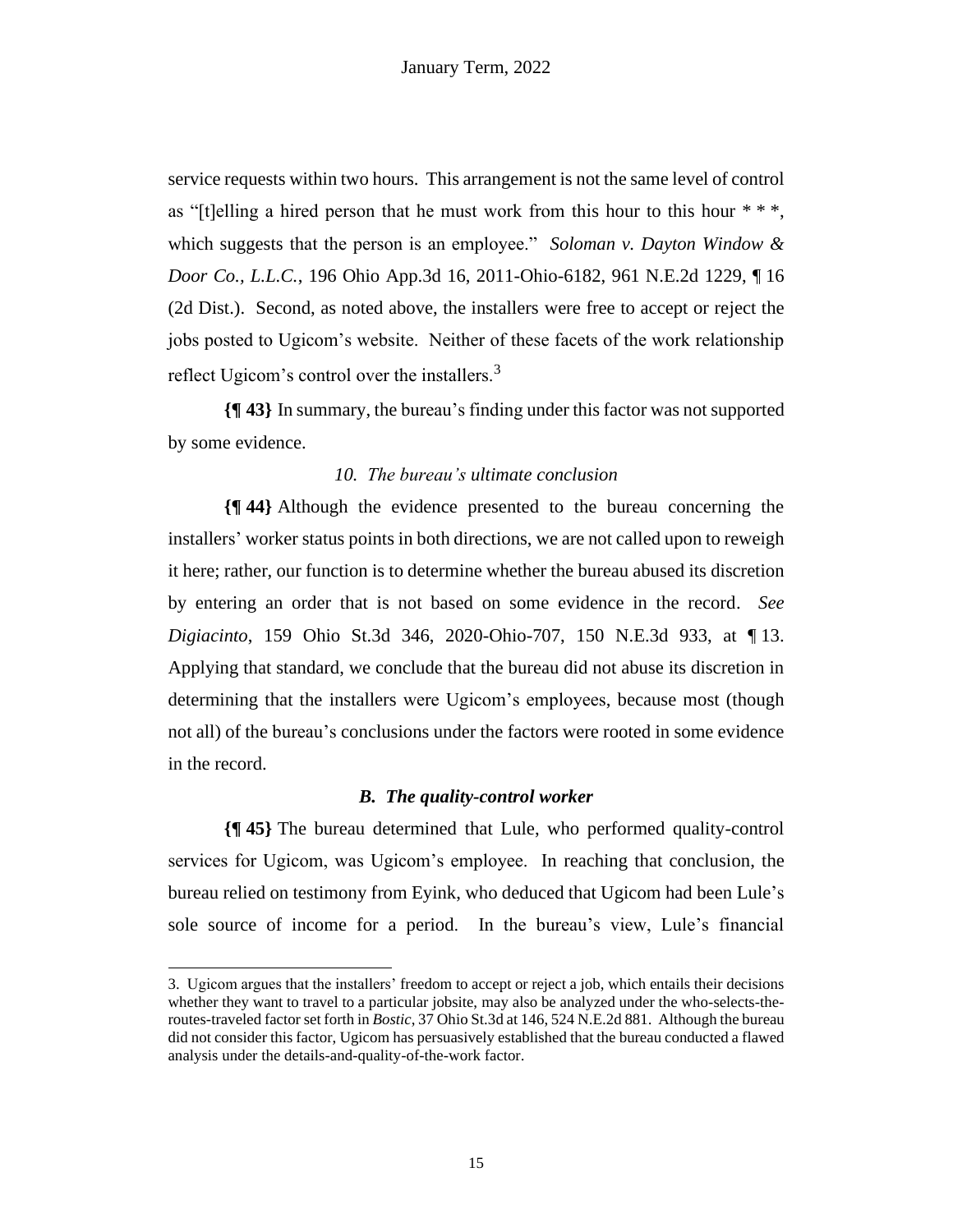service requests within two hours. This arrangement is not the same level of control as "[t]elling a hired person that he must work from this hour to this hour * * *, which suggests that the person is an employee." *Soloman v. Dayton Window & Door Co., L.L.C.*, 196 Ohio App.3d 16, 2011-Ohio-6182, 961 N.E.2d 1229, ¶ 16 (2d Dist.). Second, as noted above, the installers were free to accept or reject the jobs posted to Ugicom's website. Neither of these facets of the work relationship reflect Ugicom's control over the installers.[3]

**{¶ 43}** In summary, the bureau's finding under this factor was not supported by some evidence.

*10. The bureau's ultimate conclusion*

**{¶ 44}** Although the evidence presented to the bureau concerning the installers' worker status points in both directions, we are not called upon to reweigh it here; rather, our function is to determine whether the bureau abused its discretion by entering an order that is not based on some evidence in the record. *See Digiacinto*, 159 Ohio St.3d 346, 2020-Ohio-707, 150 N.E.3d 933, at ¶ 13. Applying that standard, we conclude that the bureau did not abuse its discretion in determining that the installers were Ugicom's employees, because most (though not all) of the bureau's conclusions under the factors were rooted in some evidence in the record.

### *B. The quality-control worker*

**{¶ 45}** The bureau determined that Lule, who performed quality-control services for Ugicom, was Ugicom's employee. In reaching that conclusion, the bureau relied on testimony from Eyink, who deduced that Ugicom had been Lule's sole source of income for a period. In the bureau's view, Lule's financial

---

3. Ugicom argues that the installers' freedom to accept or reject a job, which entails their decisions whether they want to travel to a particular jobsite, may also be analyzed under the who-selects-the-routes-traveled factor set forth in *Bostic*, 37 Ohio St.3d at 146, 524 N.E.2d 881. Although the bureau did not consider this factor, Ugicom has persuasively established that the bureau conducted a flawed analysis under the details-and-quality-of-the-work factor.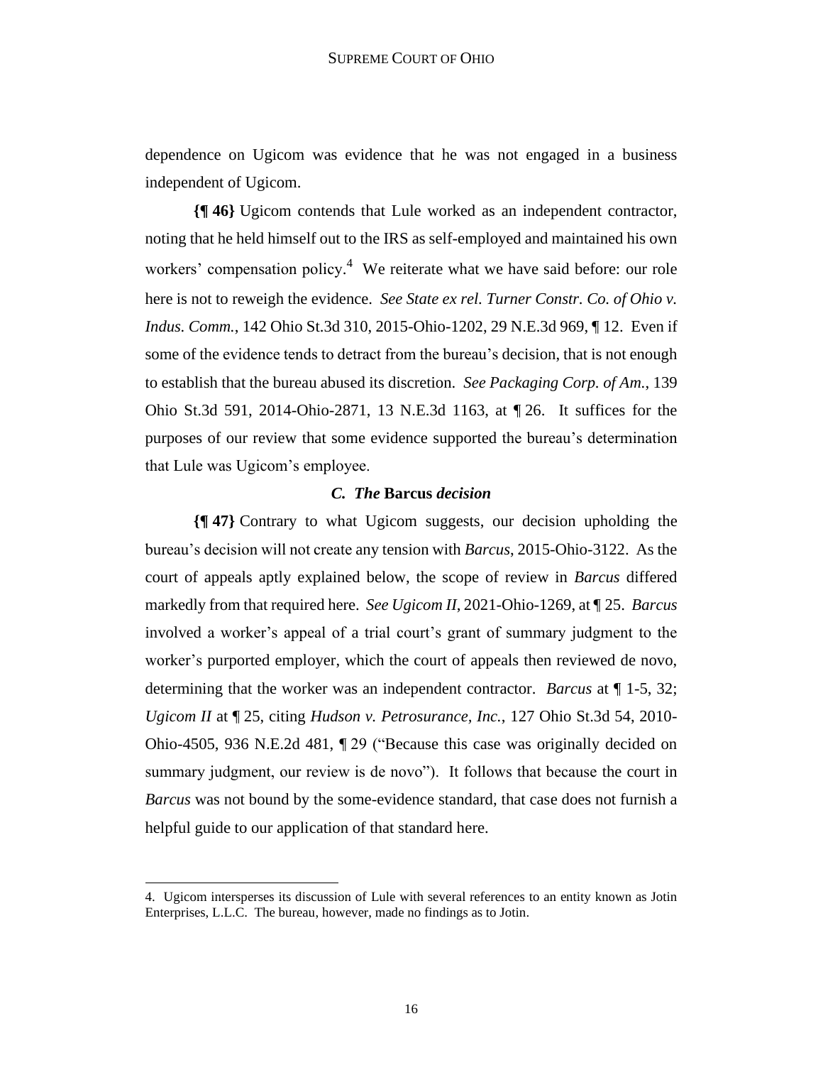dependence on Ugicom was evidence that he was not engaged in a business independent of Ugicom.

**{¶ 46}** Ugicom contends that Lule worked as an independent contractor, noting that he held himself out to the IRS as self-employed and maintained his own workers' compensation policy.[4] We reiterate what we have said before: our role here is not to reweigh the evidence. *See State ex rel. Turner Constr. Co. of Ohio v. Indus. Comm.*, 142 Ohio St.3d 310, 2015-Ohio-1202, 29 N.E.3d 969, ¶ 12. Even if some of the evidence tends to detract from the bureau's decision, that is not enough to establish that the bureau abused its discretion. *See Packaging Corp. of Am.*, 139 Ohio St.3d 591, 2014-Ohio-2871, 13 N.E.3d 1163, at ¶ 26. It suffices for the purposes of our review that some evidence supported the bureau's determination that Lule was Ugicom's employee.

### *C. The* **Barcus** *decision*

**{¶ 47}** Contrary to what Ugicom suggests, our decision upholding the bureau's decision will not create any tension with *Barcus*, 2015-Ohio-3122. As the court of appeals aptly explained below, the scope of review in *Barcus* differed markedly from that required here. *See Ugicom II*, 2021-Ohio-1269, at ¶ 25. *Barcus* involved a worker's appeal of a trial court's grant of summary judgment to the worker's purported employer, which the court of appeals then reviewed de novo, determining that the worker was an independent contractor. *Barcus* at ¶ 1-5, 32; *Ugicom II* at ¶ 25, citing *Hudson v. Petrosurance, Inc.*, 127 Ohio St.3d 54, 2010-Ohio-4505, 936 N.E.2d 481, ¶ 29 ("Because this case was originally decided on summary judgment, our review is de novo"). It follows that because the court in *Barcus* was not bound by the some-evidence standard, that case does not furnish a helpful guide to our application of that standard here.

---

4. Ugicom intersperses its discussion of Lule with several references to an entity known as Jotin Enterprises, L.L.C. The bureau, however, made no findings as to Jotin.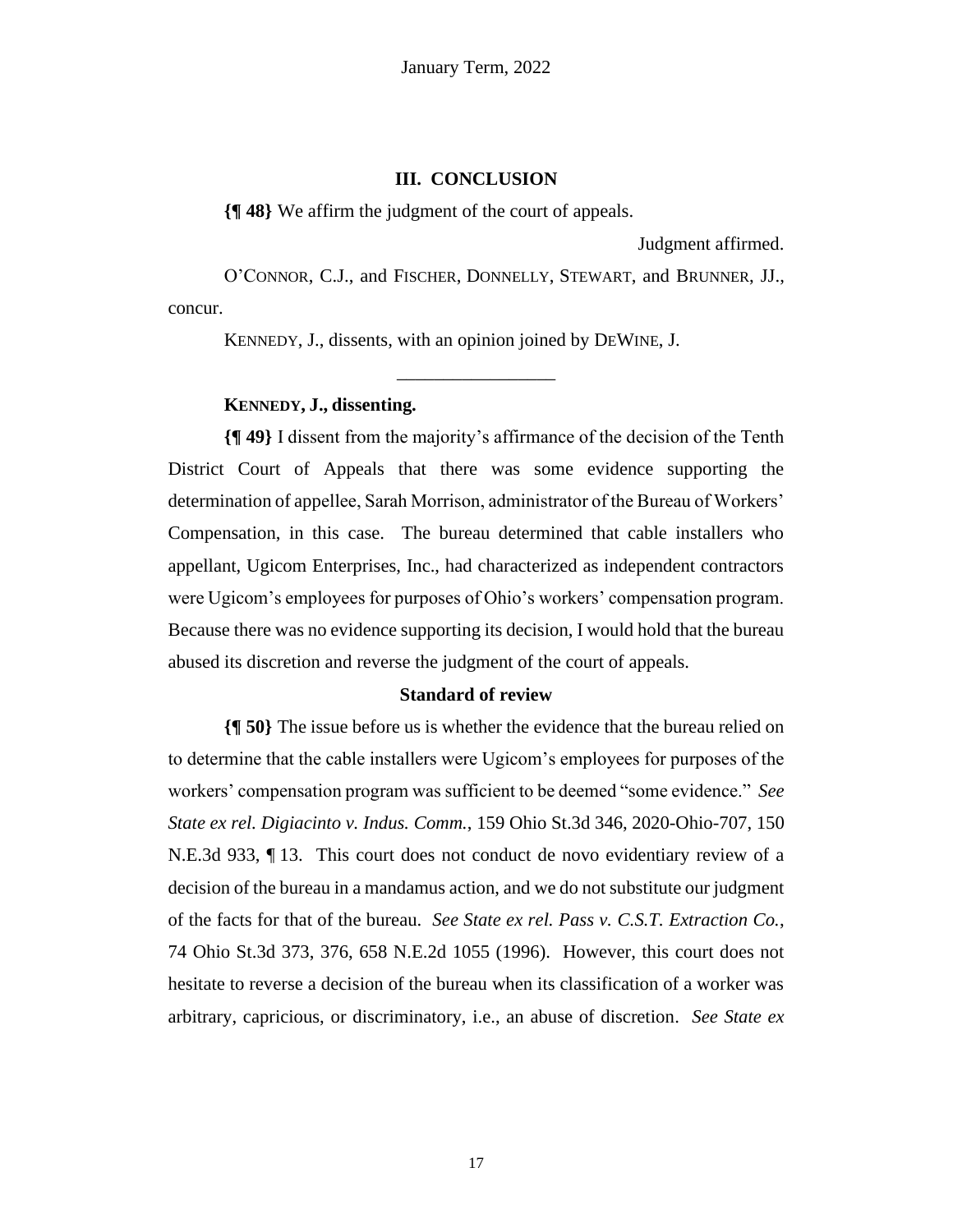## III. CONCLUSION

**{¶ 48}** We affirm the judgment of the court of appeals.

Judgment affirmed.

O'CONNOR, C.J., and FISCHER, DONNELLY, STEWART, and BRUNNER, JJ., concur.

KENNEDY, J., dissents, with an opinion joined by DEWINE, J.

---

**KENNEDY, J., dissenting.**

**{¶ 49}** I dissent from the majority's affirmance of the decision of the Tenth District Court of Appeals that there was some evidence supporting the determination of appellee, Sarah Morrison, administrator of the Bureau of Workers' Compensation, in this case. The bureau determined that cable installers who appellant, Ugicom Enterprises, Inc., had characterized as independent contractors were Ugicom's employees for purposes of Ohio's workers' compensation program. Because there was no evidence supporting its decision, I would hold that the bureau abused its discretion and reverse the judgment of the court of appeals.

### Standard of review

**{¶ 50}** The issue before us is whether the evidence that the bureau relied on to determine that the cable installers were Ugicom's employees for purposes of the workers' compensation program was sufficient to be deemed "some evidence." *See State ex rel. Digiacinto v. Indus. Comm.*, 159 Ohio St.3d 346, 2020-Ohio-707, 150 N.E.3d 933, ¶ 13. This court does not conduct de novo evidentiary review of a decision of the bureau in a mandamus action, and we do not substitute our judgment of the facts for that of the bureau. *See State ex rel. Pass v. C.S.T. Extraction Co.*, 74 Ohio St.3d 373, 376, 658 N.E.2d 1055 (1996). However, this court does not hesitate to reverse a decision of the bureau when its classification of a worker was arbitrary, capricious, or discriminatory, i.e., an abuse of discretion. *See State ex*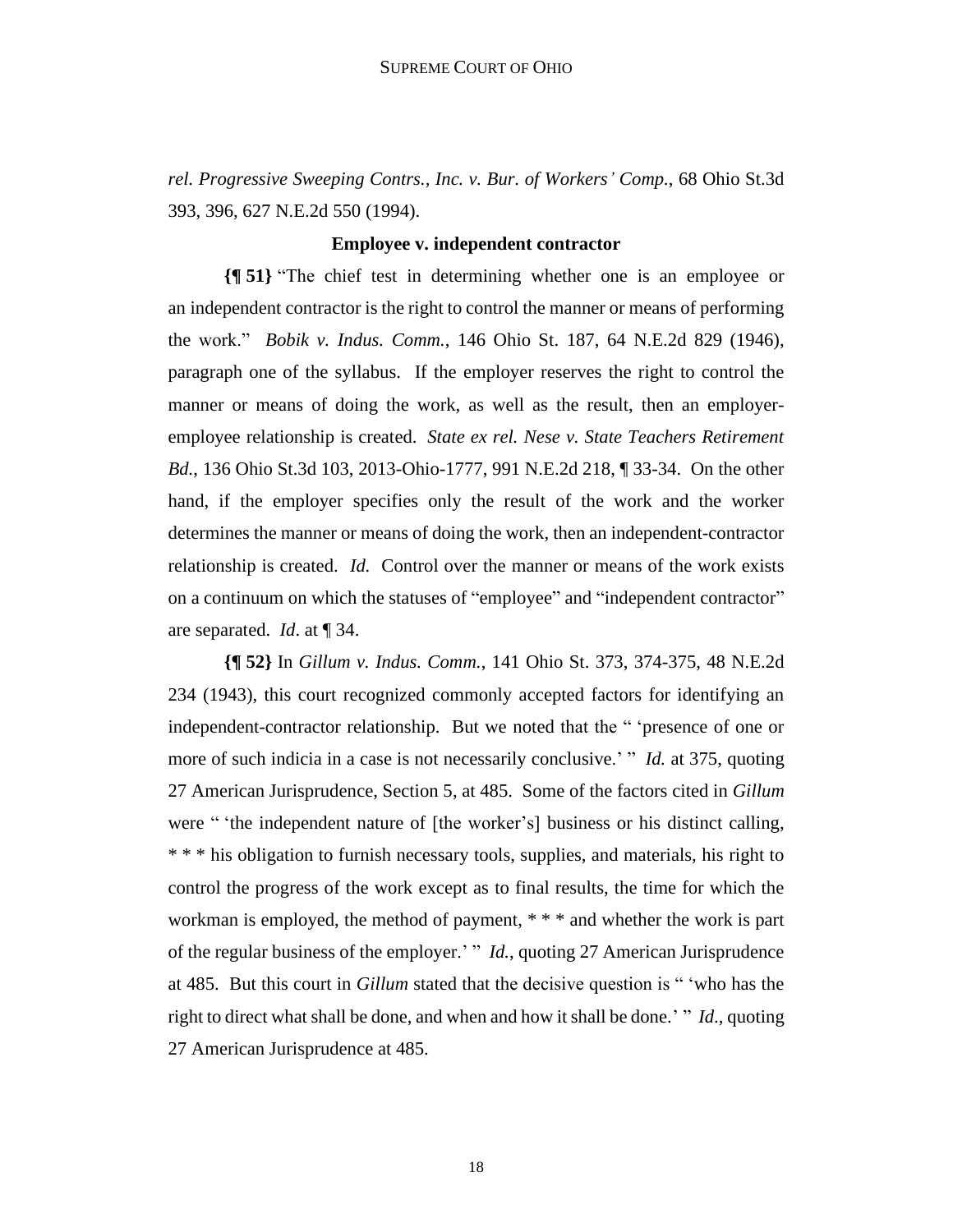*rel. Progressive Sweeping Contrs., Inc. v. Bur. of Workers' Comp.*, 68 Ohio St.3d 393, 396, 627 N.E.2d 550 (1994).

**Employee v. independent contractor**

**{¶ 51}** "The chief test in determining whether one is an employee or an independent contractor is the right to control the manner or means of performing the work." *Bobik v. Indus. Comm.*, 146 Ohio St. 187, 64 N.E.2d 829 (1946), paragraph one of the syllabus. If the employer reserves the right to control the manner or means of doing the work, as well as the result, then an employer-employee relationship is created. *State ex rel. Nese v. State Teachers Retirement Bd.*, 136 Ohio St.3d 103, 2013-Ohio-1777, 991 N.E.2d 218, ¶ 33-34. On the other hand, if the employer specifies only the result of the work and the worker determines the manner or means of doing the work, then an independent-contractor relationship is created. *Id.* Control over the manner or means of the work exists on a continuum on which the statuses of "employee" and "independent contractor" are separated. *Id*. at ¶ 34.

**{¶ 52}** In *Gillum v. Indus. Comm.*, 141 Ohio St. 373, 374-375, 48 N.E.2d 234 (1943), this court recognized commonly accepted factors for identifying an independent-contractor relationship. But we noted that the " 'presence of one or more of such indicia in a case is not necessarily conclusive.' " *Id.* at 375, quoting 27 American Jurisprudence, Section 5, at 485. Some of the factors cited in *Gillum* were " 'the independent nature of [the worker's] business or his distinct calling, * * * his obligation to furnish necessary tools, supplies, and materials, his right to control the progress of the work except as to final results, the time for which the workman is employed, the method of payment, * * * and whether the work is part of the regular business of the employer.' " *Id.*, quoting 27 American Jurisprudence at 485. But this court in *Gillum* stated that the decisive question is " 'who has the right to direct what shall be done, and when and how it shall be done.' " *Id.*, quoting 27 American Jurisprudence at 485.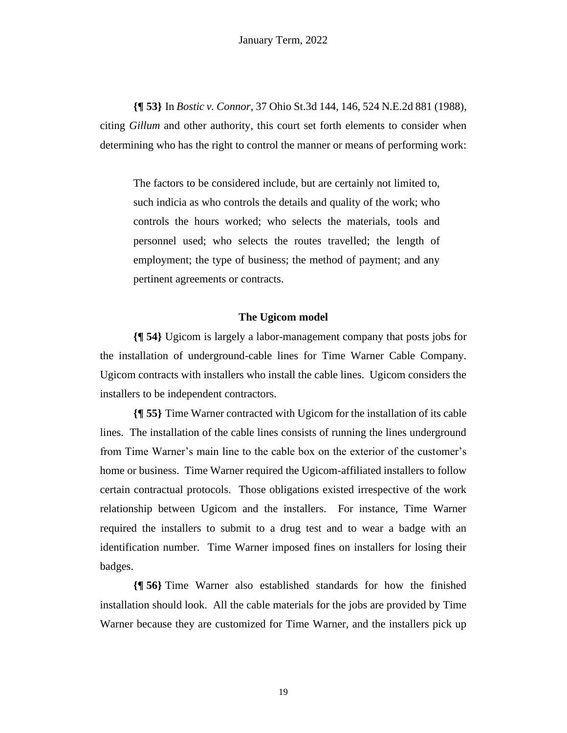**{¶ 53}** In *Bostic v. Connor*, 37 Ohio St.3d 144, 146, 524 N.E.2d 881 (1988), citing *Gillum* and other authority, this court set forth elements to consider when determining who has the right to control the manner or means of performing work:

> The factors to be considered include, but are certainly not limited to, such indicia as who controls the details and quality of the work; who controls the hours worked; who selects the materials, tools and personnel used; who selects the routes travelled; the length of employment; the type of business; the method of payment; and any pertinent agreements or contracts.

**The Ugicom model**

**{¶ 54}** Ugicom is largely a labor-management company that posts jobs for the installation of underground-cable lines for Time Warner Cable Company. Ugicom contracts with installers who install the cable lines. Ugicom considers the installers to be independent contractors.

**{¶ 55}** Time Warner contracted with Ugicom for the installation of its cable lines. The installation of the cable lines consists of running the lines underground from Time Warner's main line to the cable box on the exterior of the customer's home or business. Time Warner required the Ugicom-affiliated installers to follow certain contractual protocols. Those obligations existed irrespective of the work relationship between Ugicom and the installers. For instance, Time Warner required the installers to submit to a drug test and to wear a badge with an identification number. Time Warner imposed fines on installers for losing their badges.

**{¶ 56}** Time Warner also established standards for how the finished installation should look. All the cable materials for the jobs are provided by Time Warner because they are customized for Time Warner, and the installers pick up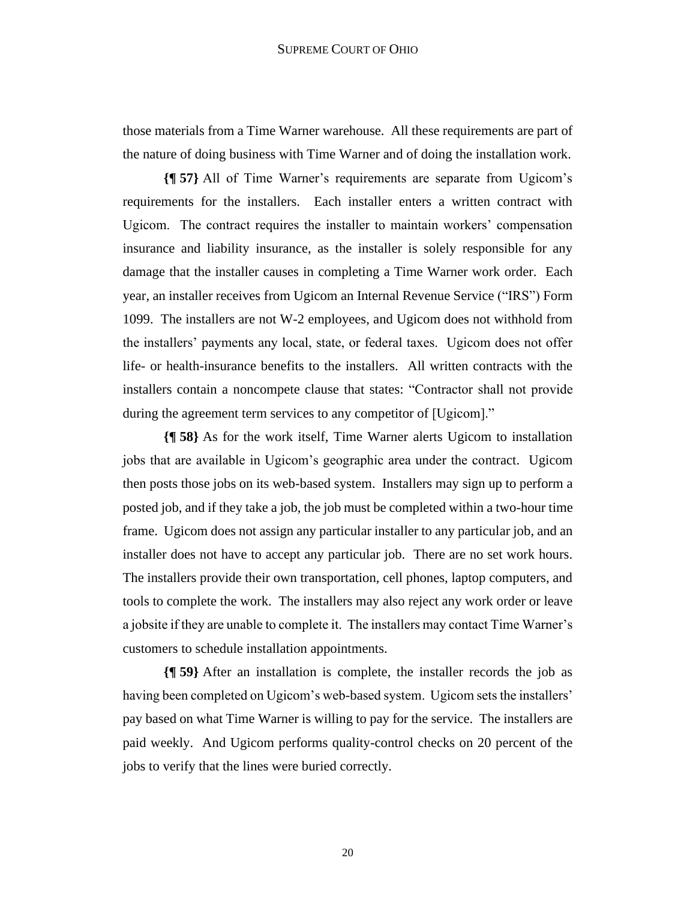those materials from a Time Warner warehouse. All these requirements are part of the nature of doing business with Time Warner and of doing the installation work.

**{¶ 57}** All of Time Warner's requirements are separate from Ugicom's requirements for the installers. Each installer enters a written contract with Ugicom. The contract requires the installer to maintain workers' compensation insurance and liability insurance, as the installer is solely responsible for any damage that the installer causes in completing a Time Warner work order. Each year, an installer receives from Ugicom an Internal Revenue Service ("IRS") Form 1099. The installers are not W-2 employees, and Ugicom does not withhold from the installers' payments any local, state, or federal taxes. Ugicom does not offer life- or health-insurance benefits to the installers. All written contracts with the installers contain a noncompete clause that states: "Contractor shall not provide during the agreement term services to any competitor of [Ugicom]."

**{¶ 58}** As for the work itself, Time Warner alerts Ugicom to installation jobs that are available in Ugicom's geographic area under the contract. Ugicom then posts those jobs on its web-based system. Installers may sign up to perform a posted job, and if they take a job, the job must be completed within a two-hour time frame. Ugicom does not assign any particular installer to any particular job, and an installer does not have to accept any particular job. There are no set work hours. The installers provide their own transportation, cell phones, laptop computers, and tools to complete the work. The installers may also reject any work order or leave a jobsite if they are unable to complete it. The installers may contact Time Warner's customers to schedule installation appointments.

**{¶ 59}** After an installation is complete, the installer records the job as having been completed on Ugicom's web-based system. Ugicom sets the installers' pay based on what Time Warner is willing to pay for the service. The installers are paid weekly. And Ugicom performs quality-control checks on 20 percent of the jobs to verify that the lines were buried correctly.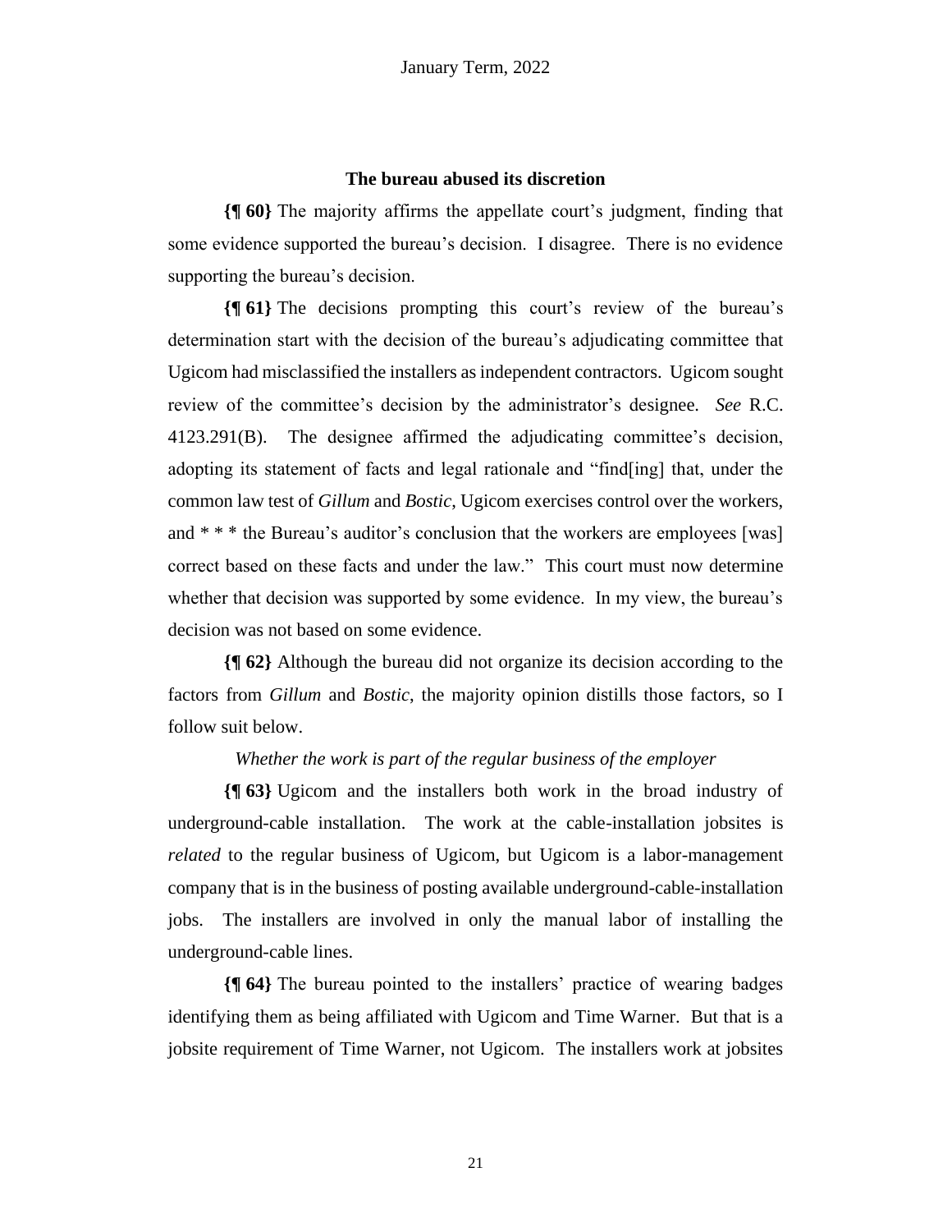### The bureau abused its discretion

**{¶ 60}** The majority affirms the appellate court's judgment, finding that some evidence supported the bureau's decision. I disagree. There is no evidence supporting the bureau's decision.

**{¶ 61}** The decisions prompting this court's review of the bureau's determination start with the decision of the bureau's adjudicating committee that Ugicom had misclassified the installers as independent contractors. Ugicom sought review of the committee's decision by the administrator's designee. *See* R.C. 4123.291(B). The designee affirmed the adjudicating committee's decision, adopting its statement of facts and legal rationale and "find[ing] that, under the common law test of *Gillum* and *Bostic*, Ugicom exercises control over the workers, and * * * the Bureau's auditor's conclusion that the workers are employees [was] correct based on these facts and under the law." This court must now determine whether that decision was supported by some evidence. In my view, the bureau's decision was not based on some evidence.

**{¶ 62}** Although the bureau did not organize its decision according to the factors from *Gillum* and *Bostic*, the majority opinion distills those factors, so I follow suit below.

*Whether the work is part of the regular business of the employer*

**{¶ 63}** Ugicom and the installers both work in the broad industry of underground-cable installation. The work at the cable-installation jobsites is *related* to the regular business of Ugicom, but Ugicom is a labor-management company that is in the business of posting available underground-cable-installation jobs. The installers are involved in only the manual labor of installing the underground-cable lines.

**{¶ 64}** The bureau pointed to the installers' practice of wearing badges identifying them as being affiliated with Ugicom and Time Warner. But that is a jobsite requirement of Time Warner, not Ugicom. The installers work at jobsites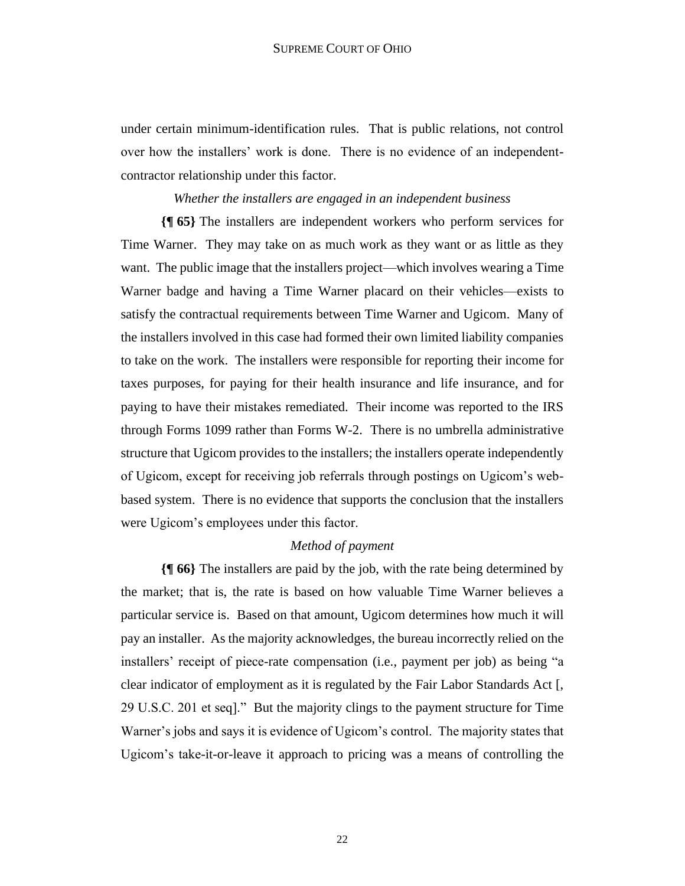under certain minimum-identification rules. That is public relations, not control over how the installers' work is done. There is no evidence of an independent-contractor relationship under this factor.

*Whether the installers are engaged in an independent business*

**{¶ 65}** The installers are independent workers who perform services for Time Warner. They may take on as much work as they want or as little as they want. The public image that the installers project—which involves wearing a Time Warner badge and having a Time Warner placard on their vehicles—exists to satisfy the contractual requirements between Time Warner and Ugicom. Many of the installers involved in this case had formed their own limited liability companies to take on the work. The installers were responsible for reporting their income for taxes purposes, for paying for their health insurance and life insurance, and for paying to have their mistakes remediated. Their income was reported to the IRS through Forms 1099 rather than Forms W-2. There is no umbrella administrative structure that Ugicom provides to the installers; the installers operate independently of Ugicom, except for receiving job referrals through postings on Ugicom's web-based system. There is no evidence that supports the conclusion that the installers were Ugicom's employees under this factor.

*Method of payment*

**{¶ 66}** The installers are paid by the job, with the rate being determined by the market; that is, the rate is based on how valuable Time Warner believes a particular service is. Based on that amount, Ugicom determines how much it will pay an installer. As the majority acknowledges, the bureau incorrectly relied on the installers' receipt of piece-rate compensation (i.e., payment per job) as being "a clear indicator of employment as it is regulated by the Fair Labor Standards Act [, 29 U.S.C. 201 et seq]." But the majority clings to the payment structure for Time Warner's jobs and says it is evidence of Ugicom's control. The majority states that Ugicom's take-it-or-leave it approach to pricing was a means of controlling the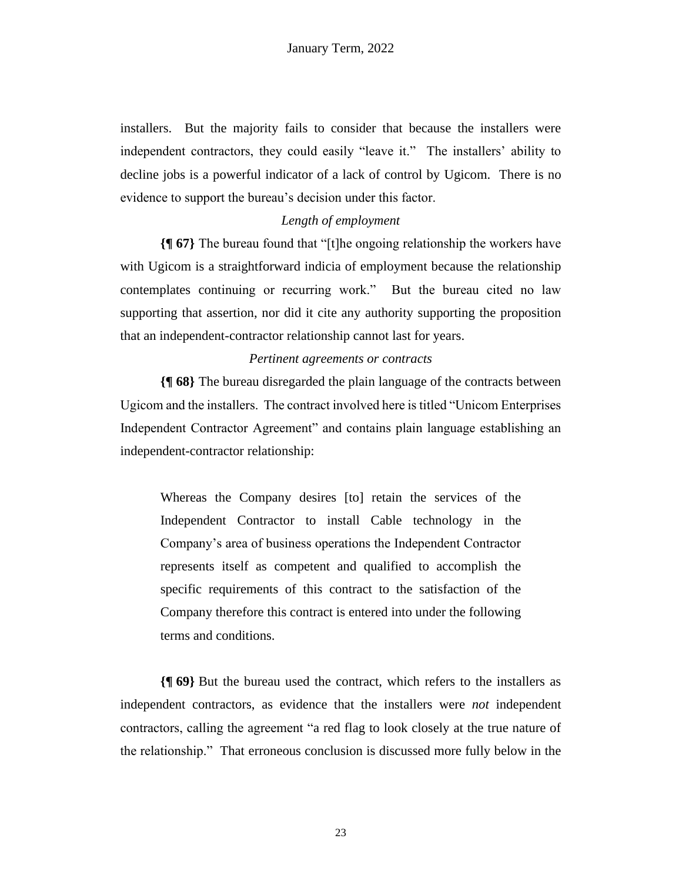installers. But the majority fails to consider that because the installers were independent contractors, they could easily "leave it." The installers' ability to decline jobs is a powerful indicator of a lack of control by Ugicom. There is no evidence to support the bureau's decision under this factor.

*Length of employment*

**{¶ 67}** The bureau found that "[t]he ongoing relationship the workers have with Ugicom is a straightforward indicia of employment because the relationship contemplates continuing or recurring work." But the bureau cited no law supporting that assertion, nor did it cite any authority supporting the proposition that an independent-contractor relationship cannot last for years.

*Pertinent agreements or contracts*

**{¶ 68}** The bureau disregarded the plain language of the contracts between Ugicom and the installers. The contract involved here is titled "Unicom Enterprises Independent Contractor Agreement" and contains plain language establishing an independent-contractor relationship:

> Whereas the Company desires [to] retain the services of the Independent Contractor to install Cable technology in the Company's area of business operations the Independent Contractor represents itself as competent and qualified to accomplish the specific requirements of this contract to the satisfaction of the Company therefore this contract is entered into under the following terms and conditions.

**{¶ 69}** But the bureau used the contract, which refers to the installers as independent contractors, as evidence that the installers were *not* independent contractors, calling the agreement "a red flag to look closely at the true nature of the relationship." That erroneous conclusion is discussed more fully below in the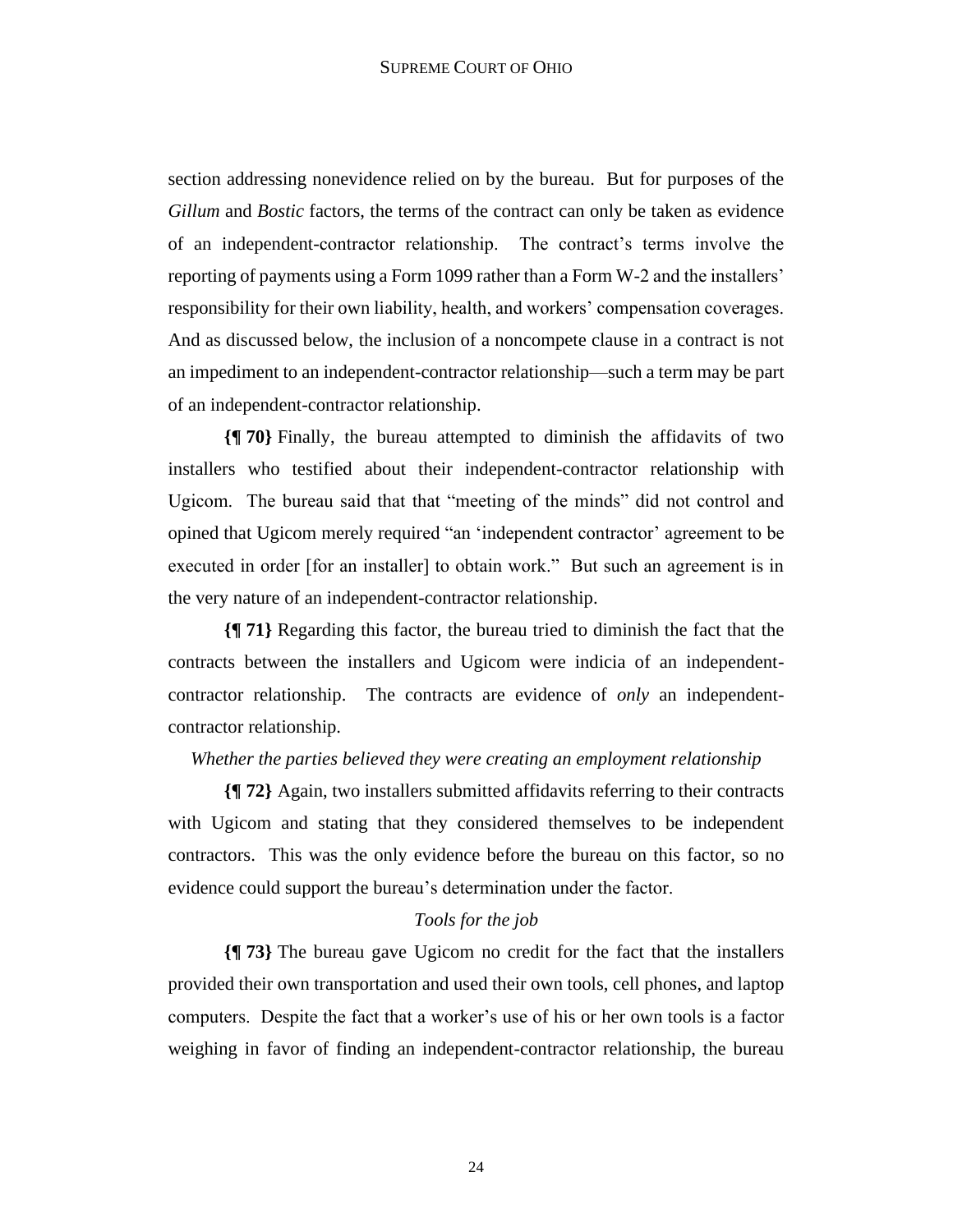section addressing nonevidence relied on by the bureau. But for purposes of the *Gillum* and *Bostic* factors, the terms of the contract can only be taken as evidence of an independent-contractor relationship. The contract's terms involve the reporting of payments using a Form 1099 rather than a Form W-2 and the installers' responsibility for their own liability, health, and workers' compensation coverages. And as discussed below, the inclusion of a noncompete clause in a contract is not an impediment to an independent-contractor relationship—such a term may be part of an independent-contractor relationship.

**{¶ 70}** Finally, the bureau attempted to diminish the affidavits of two installers who testified about their independent-contractor relationship with Ugicom. The bureau said that that "meeting of the minds" did not control and opined that Ugicom merely required "an 'independent contractor' agreement to be executed in order [for an installer] to obtain work." But such an agreement is in the very nature of an independent-contractor relationship.

**{¶ 71}** Regarding this factor, the bureau tried to diminish the fact that the contracts between the installers and Ugicom were indicia of an independent-contractor relationship. The contracts are evidence of *only* an independent-contractor relationship.

*Whether the parties believed they were creating an employment relationship*

**{¶ 72}** Again, two installers submitted affidavits referring to their contracts with Ugicom and stating that they considered themselves to be independent contractors. This was the only evidence before the bureau on this factor, so no evidence could support the bureau's determination under the factor.

*Tools for the job*

**{¶ 73}** The bureau gave Ugicom no credit for the fact that the installers provided their own transportation and used their own tools, cell phones, and laptop computers. Despite the fact that a worker's use of his or her own tools is a factor weighing in favor of finding an independent-contractor relationship, the bureau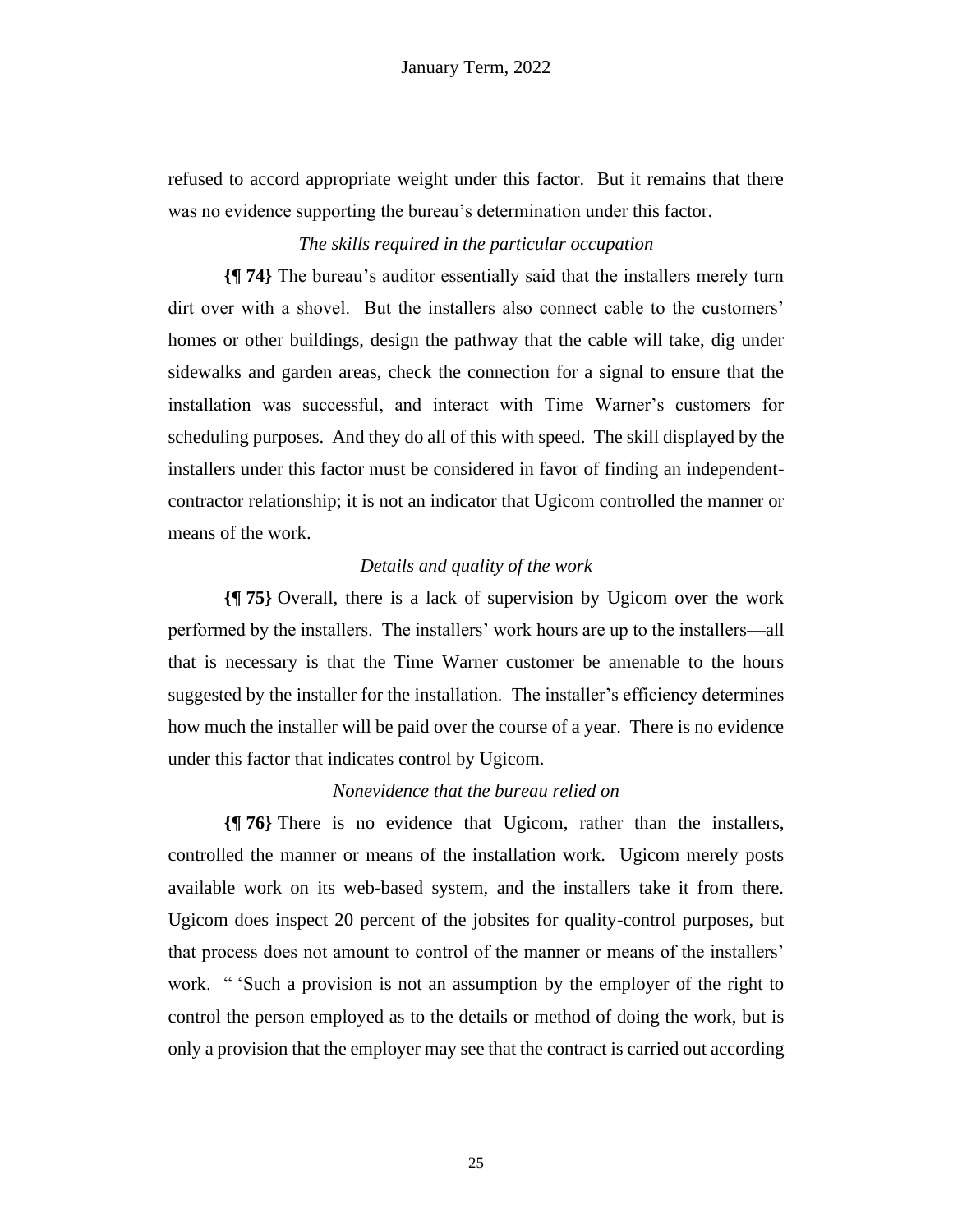refused to accord appropriate weight under this factor. But it remains that there was no evidence supporting the bureau's determination under this factor.

*The skills required in the particular occupation*

**{¶ 74}** The bureau's auditor essentially said that the installers merely turn dirt over with a shovel. But the installers also connect cable to the customers' homes or other buildings, design the pathway that the cable will take, dig under sidewalks and garden areas, check the connection for a signal to ensure that the installation was successful, and interact with Time Warner's customers for scheduling purposes. And they do all of this with speed. The skill displayed by the installers under this factor must be considered in favor of finding an independent-contractor relationship; it is not an indicator that Ugicom controlled the manner or means of the work.

*Details and quality of the work*

**{¶ 75}** Overall, there is a lack of supervision by Ugicom over the work performed by the installers. The installers' work hours are up to the installers—all that is necessary is that the Time Warner customer be amenable to the hours suggested by the installer for the installation. The installer's efficiency determines how much the installer will be paid over the course of a year. There is no evidence under this factor that indicates control by Ugicom.

*Nonevidence that the bureau relied on*

**{¶ 76}** There is no evidence that Ugicom, rather than the installers, controlled the manner or means of the installation work. Ugicom merely posts available work on its web-based system, and the installers take it from there. Ugicom does inspect 20 percent of the jobsites for quality-control purposes, but that process does not amount to control of the manner or means of the installers' work. " 'Such a provision is not an assumption by the employer of the right to control the person employed as to the details or method of doing the work, but is only a provision that the employer may see that the contract is carried out according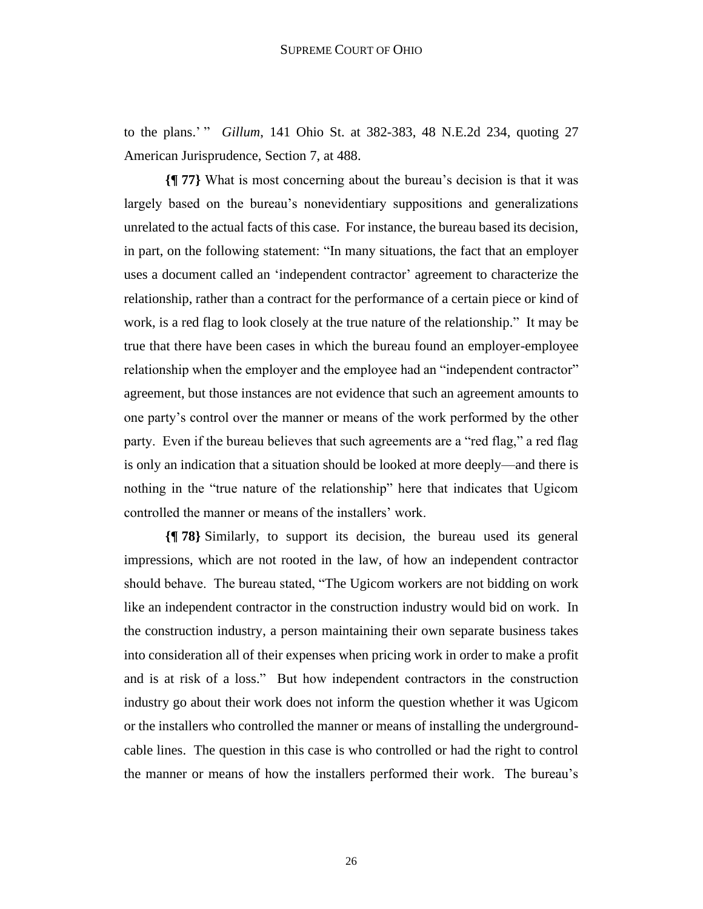to the plans.' " *Gillum*, 141 Ohio St. at 382-383, 48 N.E.2d 234, quoting 27 American Jurisprudence, Section 7, at 488.

**{¶ 77}** What is most concerning about the bureau's decision is that it was largely based on the bureau's nonevidentiary suppositions and generalizations unrelated to the actual facts of this case. For instance, the bureau based its decision, in part, on the following statement: "In many situations, the fact that an employer uses a document called an 'independent contractor' agreement to characterize the relationship, rather than a contract for the performance of a certain piece or kind of work, is a red flag to look closely at the true nature of the relationship." It may be true that there have been cases in which the bureau found an employer-employee relationship when the employer and the employee had an "independent contractor" agreement, but those instances are not evidence that such an agreement amounts to one party's control over the manner or means of the work performed by the other party. Even if the bureau believes that such agreements are a "red flag," a red flag is only an indication that a situation should be looked at more deeply—and there is nothing in the "true nature of the relationship" here that indicates that Ugicom controlled the manner or means of the installers' work.

**{¶ 78}** Similarly, to support its decision, the bureau used its general impressions, which are not rooted in the law, of how an independent contractor should behave. The bureau stated, "The Ugicom workers are not bidding on work like an independent contractor in the construction industry would bid on work. In the construction industry, a person maintaining their own separate business takes into consideration all of their expenses when pricing work in order to make a profit and is at risk of a loss." But how independent contractors in the construction industry go about their work does not inform the question whether it was Ugicom or the installers who controlled the manner or means of installing the underground-cable lines. The question in this case is who controlled or had the right to control the manner or means of how the installers performed their work. The bureau's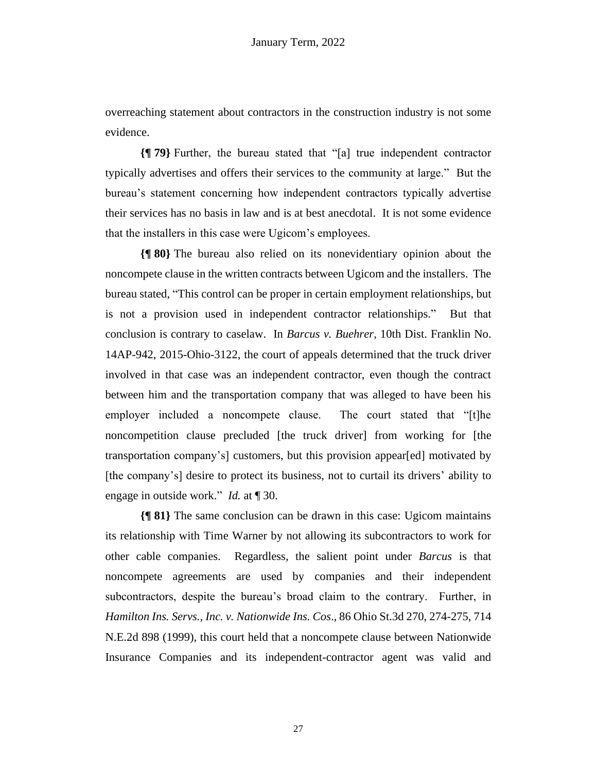overreaching statement about contractors in the construction industry is not some evidence.

**{¶ 79}** Further, the bureau stated that "[a] true independent contractor typically advertises and offers their services to the community at large." But the bureau's statement concerning how independent contractors typically advertise their services has no basis in law and is at best anecdotal. It is not some evidence that the installers in this case were Ugicom's employees.

**{¶ 80}** The bureau also relied on its nonevidentiary opinion about the noncompete clause in the written contracts between Ugicom and the installers. The bureau stated, "This control can be proper in certain employment relationships, but is not a provision used in independent contractor relationships." But that conclusion is contrary to caselaw. In *Barcus v. Buehrer*, 10th Dist. Franklin No. 14AP-942, 2015-Ohio-3122, the court of appeals determined that the truck driver involved in that case was an independent contractor, even though the contract between him and the transportation company that was alleged to have been his employer included a noncompete clause. The court stated that "[t]he noncompetition clause precluded [the truck driver] from working for [the transportation company's] customers, but this provision appear[ed] motivated by [the company's] desire to protect its business, not to curtail its drivers' ability to engage in outside work." *Id.* at ¶ 30.

**{¶ 81}** The same conclusion can be drawn in this case: Ugicom maintains its relationship with Time Warner by not allowing its subcontractors to work for other cable companies. Regardless, the salient point under *Barcus* is that noncompete agreements are used by companies and their independent subcontractors, despite the bureau's broad claim to the contrary. Further, in *Hamilton Ins. Servs., Inc. v. Nationwide Ins. Cos*., 86 Ohio St.3d 270, 274-275, 714 N.E.2d 898 (1999), this court held that a noncompete clause between Nationwide Insurance Companies and its independent-contractor agent was valid and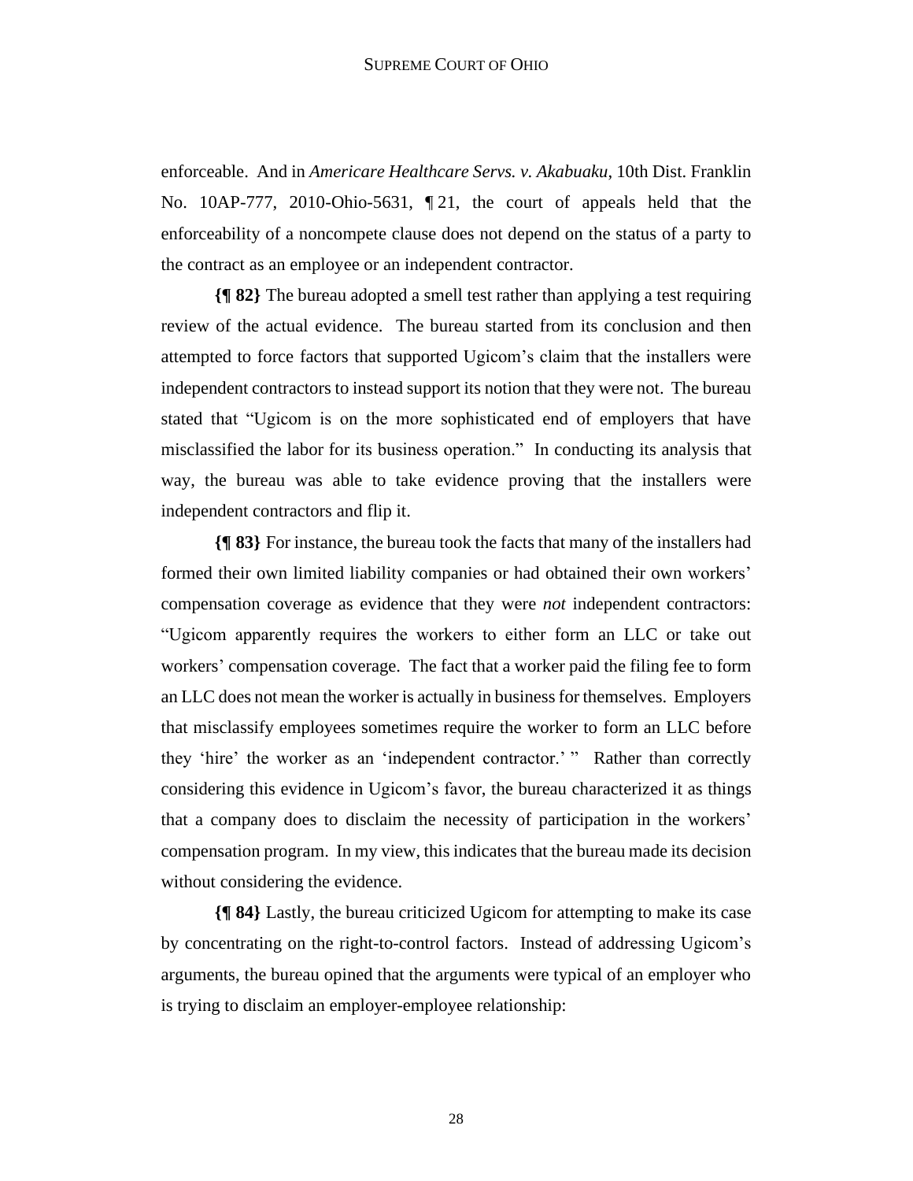enforceable. And in *Americare Healthcare Servs. v. Akabuaku*, 10th Dist. Franklin No. 10AP-777, 2010-Ohio-5631, ¶ 21, the court of appeals held that the enforceability of a noncompete clause does not depend on the status of a party to the contract as an employee or an independent contractor.

**{¶ 82}** The bureau adopted a smell test rather than applying a test requiring review of the actual evidence. The bureau started from its conclusion and then attempted to force factors that supported Ugicom's claim that the installers were independent contractors to instead support its notion that they were not. The bureau stated that "Ugicom is on the more sophisticated end of employers that have misclassified the labor for its business operation." In conducting its analysis that way, the bureau was able to take evidence proving that the installers were independent contractors and flip it.

**{¶ 83}** For instance, the bureau took the facts that many of the installers had formed their own limited liability companies or had obtained their own workers' compensation coverage as evidence that they were *not* independent contractors: "Ugicom apparently requires the workers to either form an LLC or take out workers' compensation coverage. The fact that a worker paid the filing fee to form an LLC does not mean the worker is actually in business for themselves. Employers that misclassify employees sometimes require the worker to form an LLC before they 'hire' the worker as an 'independent contractor.' " Rather than correctly considering this evidence in Ugicom's favor, the bureau characterized it as things that a company does to disclaim the necessity of participation in the workers' compensation program. In my view, this indicates that the bureau made its decision without considering the evidence.

**{¶ 84}** Lastly, the bureau criticized Ugicom for attempting to make its case by concentrating on the right-to-control factors. Instead of addressing Ugicom's arguments, the bureau opined that the arguments were typical of an employer who is trying to disclaim an employer-employee relationship: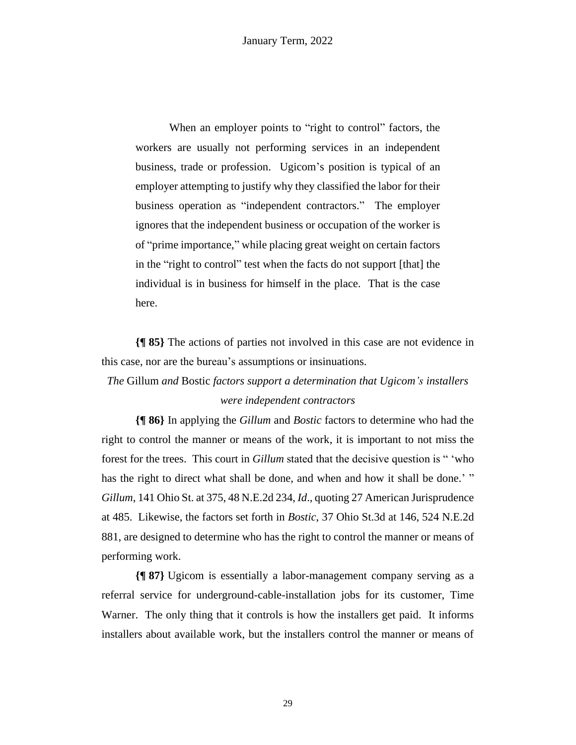> When an employer points to "right to control" factors, the workers are usually not performing services in an independent business, trade or profession. Ugicom's position is typical of an employer attempting to justify why they classified the labor for their business operation as "independent contractors." The employer ignores that the independent business or occupation of the worker is of "prime importance," while placing great weight on certain factors in the "right to control" test when the facts do not support [that] the individual is in business for himself in the place. That is the case here.

**{¶ 85}** The actions of parties not involved in this case are not evidence in this case, nor are the bureau's assumptions or insinuations.

*The* Gillum *and* Bostic *factors support a determination that Ugicom's installers were independent contractors*

**{¶ 86}** In applying the *Gillum* and *Bostic* factors to determine who had the right to control the manner or means of the work, it is important to not miss the forest for the trees. This court in *Gillum* stated that the decisive question is " 'who has the right to direct what shall be done, and when and how it shall be done.' " *Gillum*, 141 Ohio St. at 375, 48 N.E.2d 234, *Id*., quoting 27 American Jurisprudence at 485. Likewise, the factors set forth in *Bostic*, 37 Ohio St.3d at 146, 524 N.E.2d 881, are designed to determine who has the right to control the manner or means of performing work.

**{¶ 87}** Ugicom is essentially a labor-management company serving as a referral service for underground-cable-installation jobs for its customer, Time Warner. The only thing that it controls is how the installers get paid. It informs installers about available work, but the installers control the manner or means of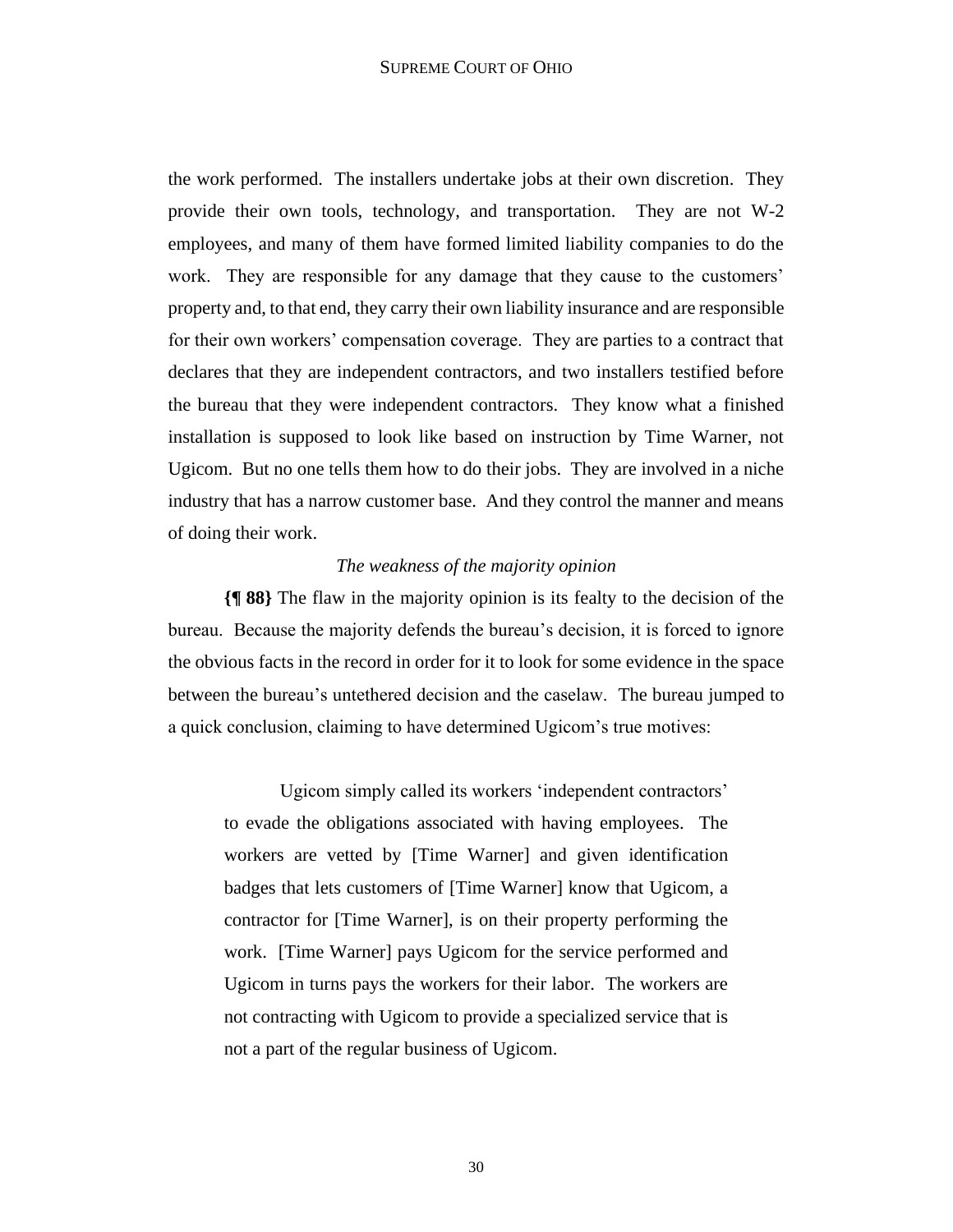the work performed. The installers undertake jobs at their own discretion. They provide their own tools, technology, and transportation. They are not W-2 employees, and many of them have formed limited liability companies to do the work. They are responsible for any damage that they cause to the customers' property and, to that end, they carry their own liability insurance and are responsible for their own workers' compensation coverage. They are parties to a contract that declares that they are independent contractors, and two installers testified before the bureau that they were independent contractors. They know what a finished installation is supposed to look like based on instruction by Time Warner, not Ugicom. But no one tells them how to do their jobs. They are involved in a niche industry that has a narrow customer base. And they control the manner and means of doing their work.

*The weakness of the majority opinion*

**{¶ 88}** The flaw in the majority opinion is its fealty to the decision of the bureau. Because the majority defends the bureau's decision, it is forced to ignore the obvious facts in the record in order for it to look for some evidence in the space between the bureau's untethered decision and the caselaw. The bureau jumped to a quick conclusion, claiming to have determined Ugicom's true motives:

> Ugicom simply called its workers 'independent contractors' to evade the obligations associated with having employees. The workers are vetted by [Time Warner] and given identification badges that lets customers of [Time Warner] know that Ugicom, a contractor for [Time Warner], is on their property performing the work. [Time Warner] pays Ugicom for the service performed and Ugicom in turns pays the workers for their labor. The workers are not contracting with Ugicom to provide a specialized service that is not a part of the regular business of Ugicom.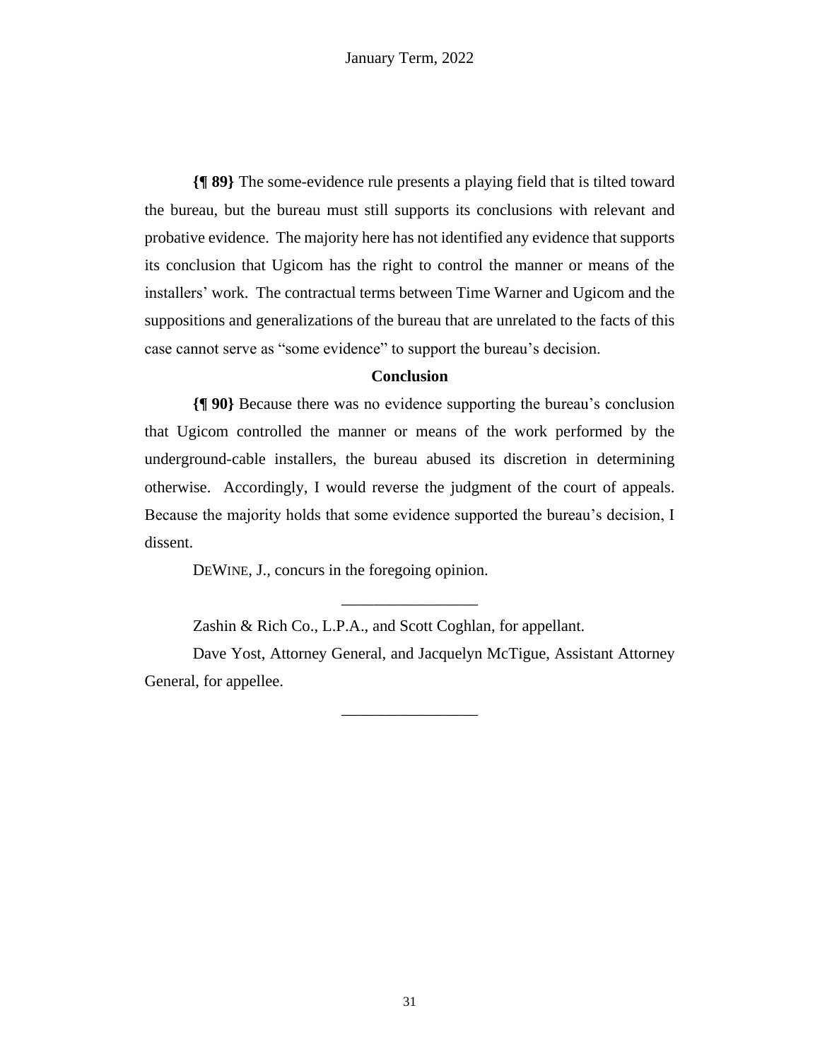**{¶ 89}** The some-evidence rule presents a playing field that is tilted toward the bureau, but the bureau must still supports its conclusions with relevant and probative evidence. The majority here has not identified any evidence that supports its conclusion that Ugicom has the right to control the manner or means of the installers' work. The contractual terms between Time Warner and Ugicom and the suppositions and generalizations of the bureau that are unrelated to the facts of this case cannot serve as "some evidence" to support the bureau's decision.

**Conclusion**

**{¶ 90}** Because there was no evidence supporting the bureau's conclusion that Ugicom controlled the manner or means of the work performed by the underground-cable installers, the bureau abused its discretion in determining otherwise. Accordingly, I would reverse the judgment of the court of appeals. Because the majority holds that some evidence supported the bureau's decision, I dissent.

DEWINE, J., concurs in the foregoing opinion.

---

Zashin & Rich Co., L.P.A., and Scott Coghlan, for appellant.

Dave Yost, Attorney General, and Jacquelyn McTigue, Assistant Attorney General, for appellee.

---